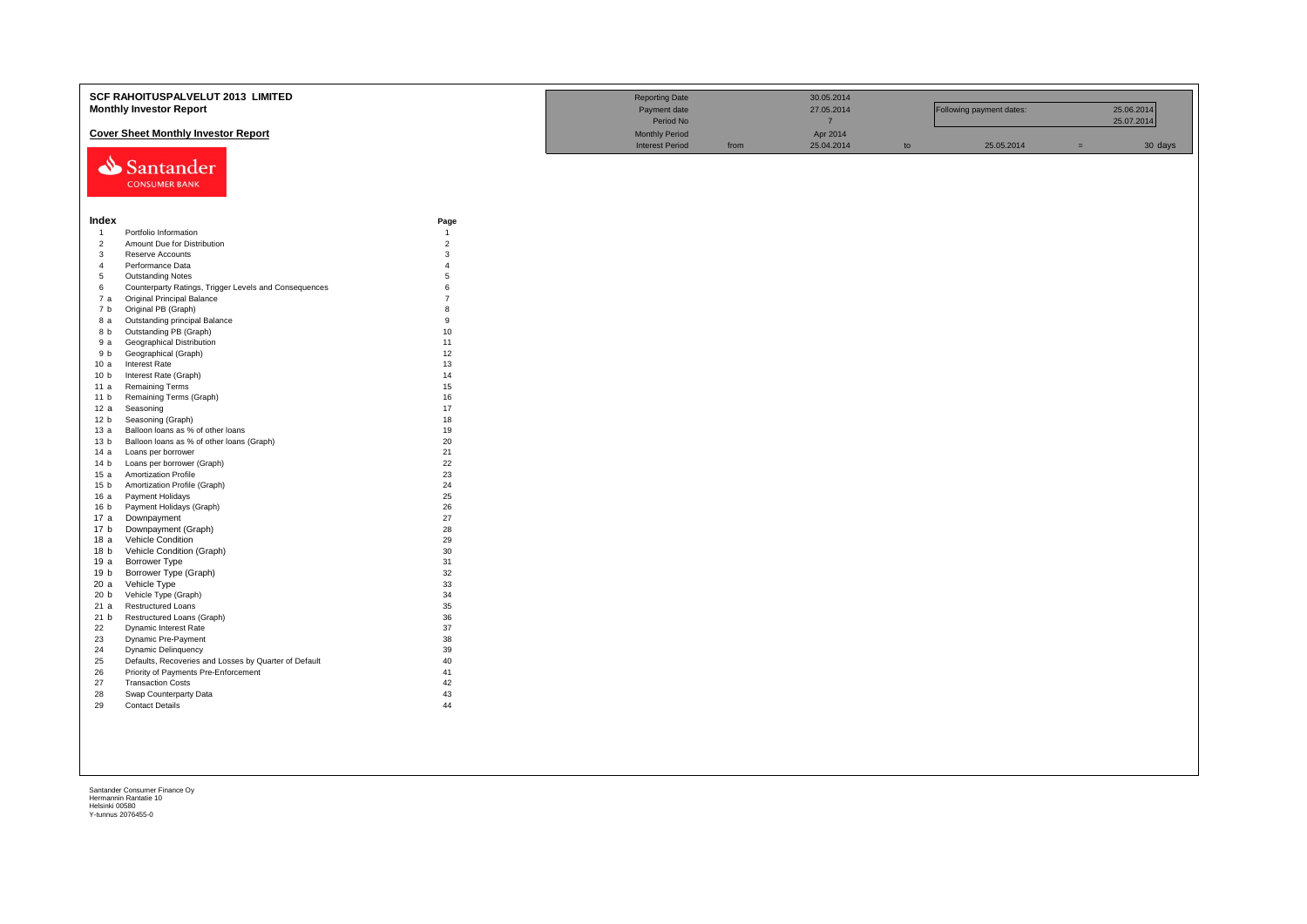# SCF RAHOITUSPALVELUT 2013 LIMITED
## Monthly Investor Report

### Cover Sheet Monthly Investor Report

| | | | | | | | |
|---|---|---|---|---|---|---|---|
| Reporting Date | | 30.05.2014 | | | | | |
| Payment date | | 27.05.2014 | | Following payment dates: | | 25.06.2014 | |
| Period No | | 7 | | | | 25.07.2014 | |
| Monthly Period | | Apr 2014 | | | | | |
| Interest Period | from | 25.04.2014 | to | 25.05.2014 | = | 30 days | |

Santander CONSUMER BANK

| Index | | Page |
|---|---|---|
| 1 | Portfolio Information | 1 |
| 2 | Amount Due for Distribution | 2 |
| 3 | Reserve Accounts | 3 |
| 4 | Performance Data | 4 |
| 5 | Outstanding Notes | 5 |
| 6 | Counterparty Ratings, Trigger Levels and Consequences | 6 |
| 7 a | Original Principal Balance | 7 |
| 7 b | Original PB (Graph) | 8 |
| 8 a | Outstanding principal Balance | 9 |
| 8 b | Outstanding PB (Graph) | 10 |
| 9 a | Geographical Distribution | 11 |
| 9 b | Geographical (Graph) | 12 |
| 10 a | Interest Rate | 13 |
| 10 b | Interest Rate (Graph) | 14 |
| 11 a | Remaining Terms | 15 |
| 11 b | Remaining Terms (Graph) | 16 |
| 12 a | Seasoning | 17 |
| 12 b | Seasoning (Graph) | 18 |
| 13 a | Balloon loans as % of other loans | 19 |
| 13 b | Balloon loans as % of other loans (Graph) | 20 |
| 14 a | Loans per borrower | 21 |
| 14 b | Loans per borrower (Graph) | 22 |
| 15 a | Amortization Profile | 23 |
| 15 b | Amortization Profile (Graph) | 24 |
| 16 a | Payment Holidays | 25 |
| 16 b | Payment Holidays (Graph) | 26 |
| 17 a | Downpayment | 27 |
| 17 b | Downpayment (Graph) | 28 |
| 18 a | Vehicle Condition | 29 |
| 18 b | Vehicle Condition (Graph) | 30 |
| 19 a | Borrower Type | 31 |
| 19 b | Borrower Type (Graph) | 32 |
| 20 a | Vehicle Type | 33 |
| 20 b | Vehicle Type (Graph) | 34 |
| 21 a | Restructured Loans | 35 |
| 21 b | Restructured Loans (Graph) | 36 |
| 22 | Dynamic Interest Rate | 37 |
| 23 | Dynamic Pre-Payment | 38 |
| 24 | Dynamic Delinquency | 39 |
| 25 | Defaults, Recoveries and Losses by Quarter of Default | 40 |
| 26 | Priority of Payments Pre-Enforcement | 41 |
| 27 | Transaction Costs | 42 |
| 28 | Swap Counterparty Data | 43 |
| 29 | Contact Details | 44 |

Santander Consumer Finance Oy
Hermannin Rantatie 10
Helsinki 00580
Y-tunnus 2076455-0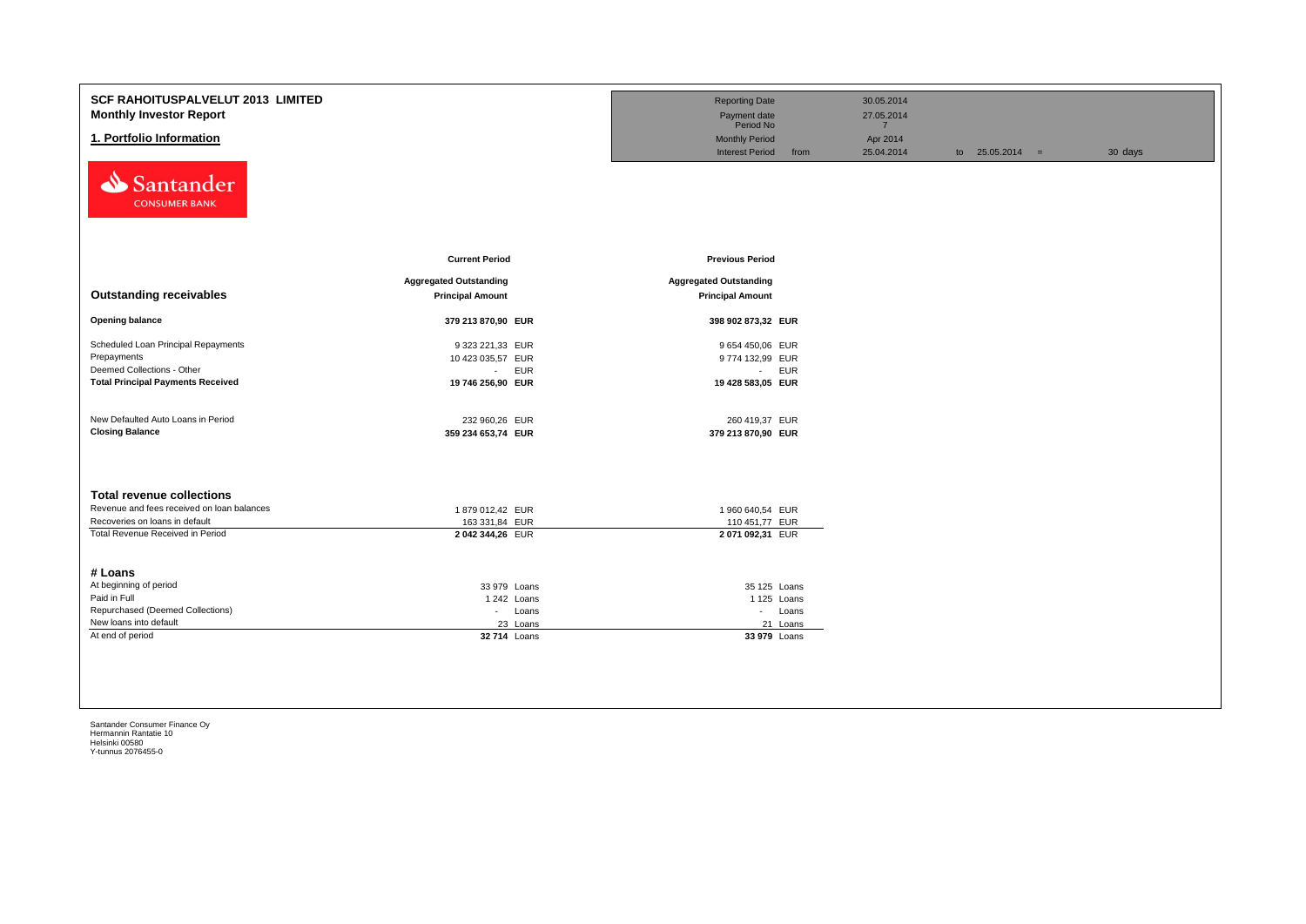# SCF RAHOITUSPALVELUT 2013 LIMITED

## Monthly Investor Report

## 1. Portfolio Information

| | | | | |
|---|---|---|---|---|
| Reporting Date | | 30.05.2014 | | |
| Payment date | | 27.05.2014 | | |
| Period No | | 7 | | |
| Monthly Period | | Apr 2014 | | |
| Interest Period | from | 25.04.2014 | to 25.05.2014 = | 30 days |

Santander CONSUMER BANK

| | Current Period | | Previous Period | |
|---|---|---|---|---|
| **Outstanding receivables** | **Aggregated Outstanding Principal Amount** | | **Aggregated Outstanding Principal Amount** | |
| **Opening balance** | **379 213 870,90** | **EUR** | **398 902 873,32** | **EUR** |
| Scheduled Loan Principal Repayments | 9 323 221,33 | EUR | 9 654 450,06 | EUR |
| Prepayments | 10 423 035,57 | EUR | 9 774 132,99 | EUR |
| Deemed Collections - Other | - | EUR | - | EUR |
| **Total Principal Payments Received** | **19 746 256,90** | **EUR** | **19 428 583,05** | **EUR** |
| New Defaulted Auto Loans in Period | 232 960,26 | EUR | 260 419,37 | EUR |
| **Closing Balance** | **359 234 653,74** | **EUR** | **379 213 870,90** | **EUR** |

| **Total revenue collections** | | | | |
|---|---|---|---|---|
| Revenue and fees received on loan balances | 1 879 012,42 | EUR | 1 960 640,54 | EUR |
| Recoveries on loans in default | 163 331,84 | EUR | 110 451,77 | EUR |
| Total Revenue Received in Period | **2 042 344,26** | EUR | **2 071 092,31** | EUR |

| **# Loans** | | | | |
|---|---|---|---|---|
| At beginning of period | 33 979 | Loans | 35 125 | Loans |
| Paid in Full | 1 242 | Loans | 1 125 | Loans |
| Repurchased (Deemed Collections) | - | Loans | - | Loans |
| New loans into default | 23 | Loans | 21 | Loans |
| At end of period | **32 714** | Loans | **33 979** | Loans |

Santander Consumer Finance Oy
Hermannin Rantatie 10
Helsinki 00580
Y-tunnus 2076455-0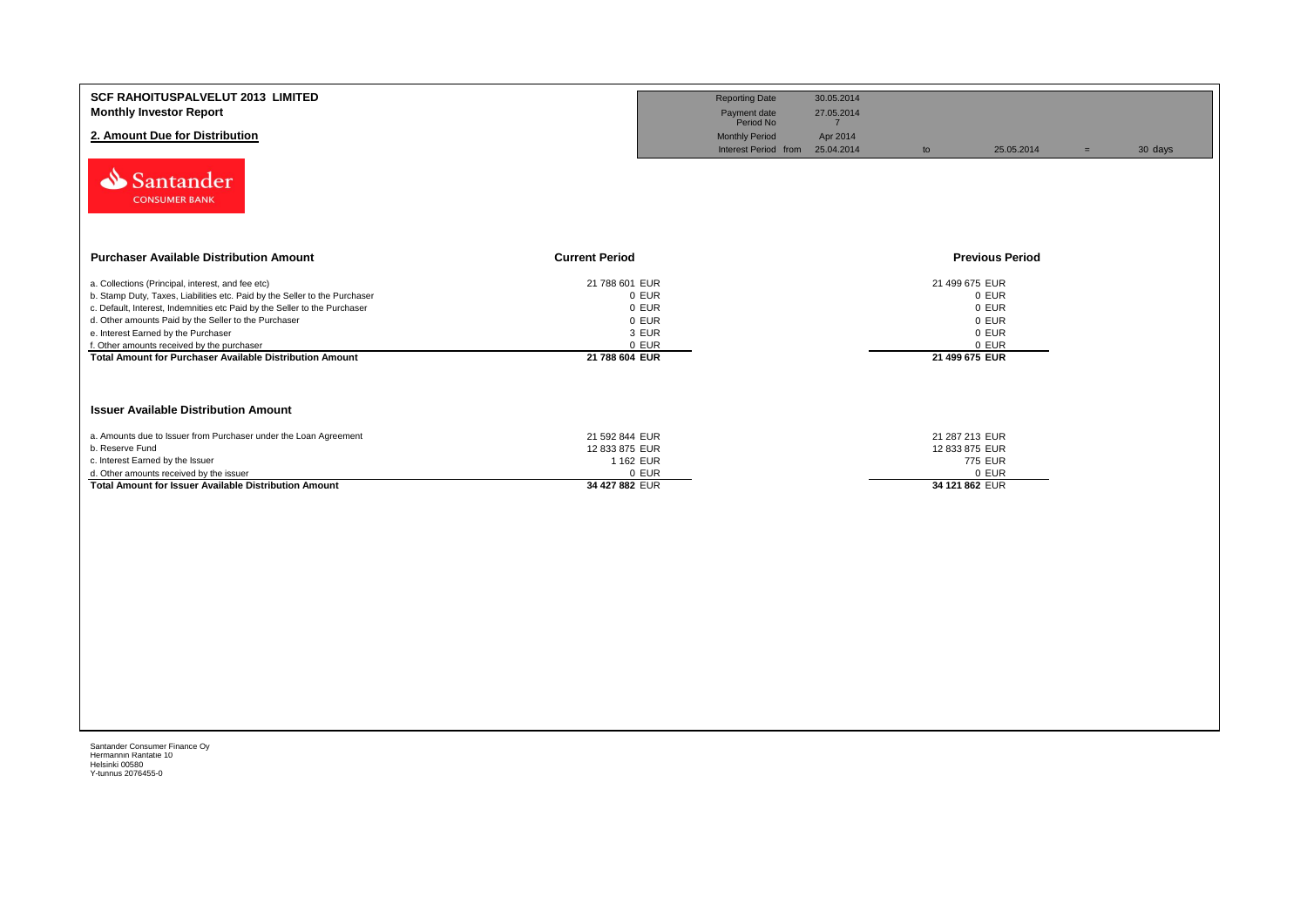**SCF RAHOITUSPALVELUT 2013 LIMITED**
**Monthly Investor Report**

## 2. Amount Due for Distribution

| | | | | | |
|---|---|---|---|---|---|
| Reporting Date | 30.05.2014 | | | | |
| Payment date | 27.05.2014 | | | | |
| Period No | 7 | | | | |
| Monthly Period | Apr 2014 | | | | |
| Interest Period from | 25.04.2014 | to | 25.05.2014 | = | 30 days |

Santander CONSUMER BANK

| Purchaser Available Distribution Amount | Current Period | Previous Period |
|---|---|---|
| a. Collections (Principal, interest, and fee etc) | 21 788 601 EUR | 21 499 675 EUR |
| b. Stamp Duty, Taxes, Liabilities etc. Paid by the Seller to the Purchaser | 0 EUR | 0 EUR |
| c. Default, Interest, Indemnities etc Paid by the Seller to the Purchaser | 0 EUR | 0 EUR |
| d. Other amounts Paid by the Seller to the Purchaser | 0 EUR | 0 EUR |
| e. Interest Earned by the Purchaser | 3 EUR | 0 EUR |
| f. Other amounts received by the purchaser | 0 EUR | 0 EUR |
| **Total Amount for Purchaser Available Distribution Amount** | **21 788 604 EUR** | **21 499 675 EUR** |

| Issuer Available Distribution Amount | Current Period | Previous Period |
|---|---|---|
| a. Amounts due to Issuer from Purchaser under the Loan Agreement | 21 592 844 EUR | 21 287 213 EUR |
| b. Reserve Fund | 12 833 875 EUR | 12 833 875 EUR |
| c. Interest Earned by the Issuer | 1 162 EUR | 775 EUR |
| d. Other amounts received by the issuer | 0 EUR | 0 EUR |
| **Total Amount for Issuer Available Distribution Amount** | **34 427 882 EUR** | **34 121 862 EUR** |

Santander Consumer Finance Oy
Hermannin Rantatie 10
Helsinki 00580
Y-tunnus 2076455-0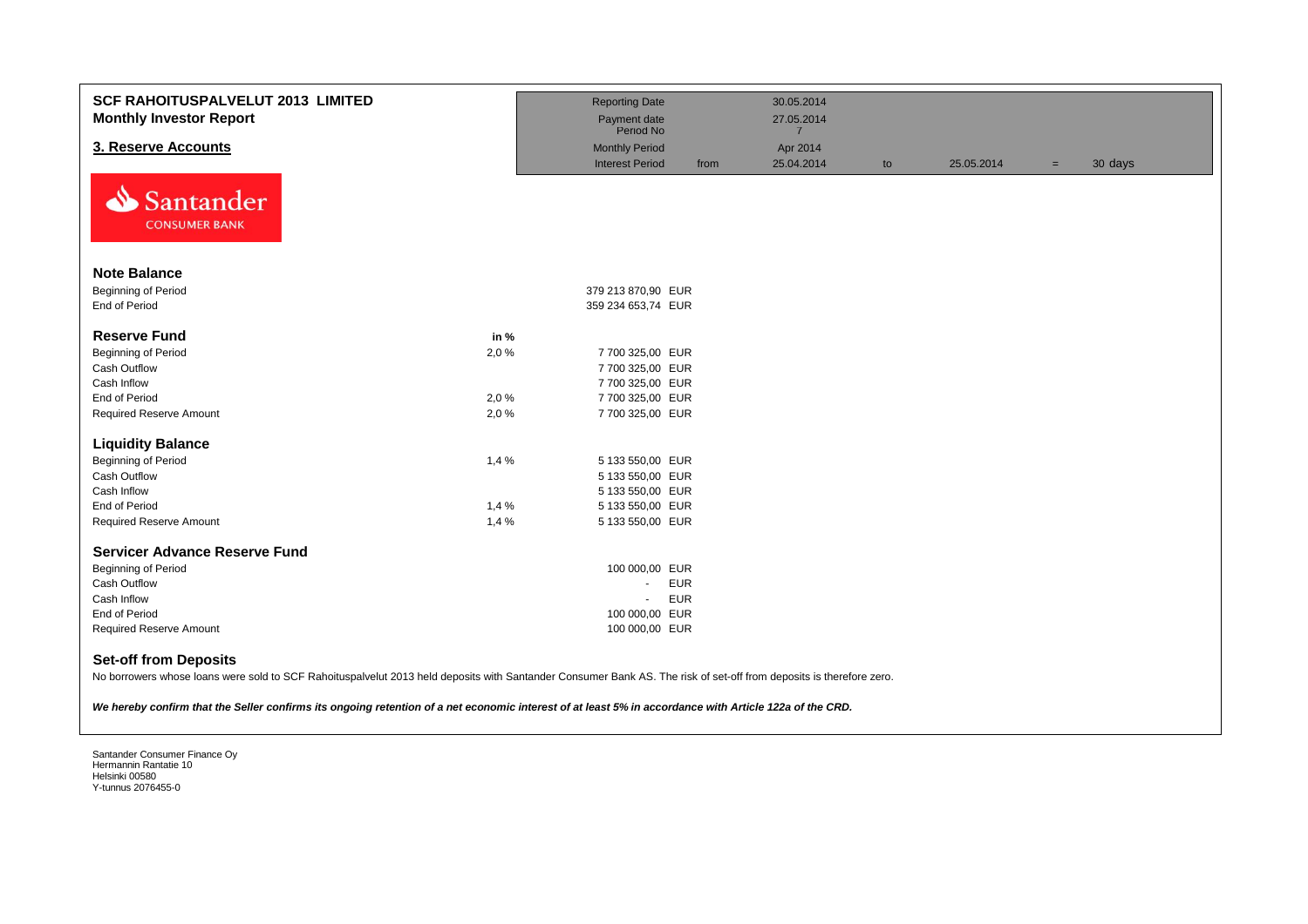**SCF RAHOITUSPALVELUT 2013 LIMITED**
**Monthly Investor Report**

## 3. Reserve Accounts

| | | | | | | |
|---|---|---|---|---|---|---|
| Reporting Date | | 30.05.2014 | | | | |
| Payment date | | 27.05.2014 | | | | |
| Period No | | 7 | | | | |
| Monthly Period | | Apr 2014 | | | | |
| Interest Period | from | 25.04.2014 | to | 25.05.2014 | = | 30 days |

Santander CONSUMER BANK

| | in % | | |
|---|---|---|---|
| **Note Balance** | | | |
| Beginning of Period | | 379 213 870,90 | EUR |
| End of Period | | 359 234 653,74 | EUR |
| **Reserve Fund** | **in %** | | |
| Beginning of Period | 2,0 % | 7 700 325,00 | EUR |
| Cash Outflow | | 7 700 325,00 | EUR |
| Cash Inflow | | 7 700 325,00 | EUR |
| End of Period | 2,0 % | 7 700 325,00 | EUR |
| Required Reserve Amount | 2,0 % | 7 700 325,00 | EUR |
| **Liquidity Balance** | | | |
| Beginning of Period | 1,4 % | 5 133 550,00 | EUR |
| Cash Outflow | | 5 133 550,00 | EUR |
| Cash Inflow | | 5 133 550,00 | EUR |
| End of Period | 1,4 % | 5 133 550,00 | EUR |
| Required Reserve Amount | 1,4 % | 5 133 550,00 | EUR |
| **Servicer Advance Reserve Fund** | | | |
| Beginning of Period | | 100 000,00 | EUR |
| Cash Outflow | | - | EUR |
| Cash Inflow | | - | EUR |
| End of Period | | 100 000,00 | EUR |
| Required Reserve Amount | | 100 000,00 | EUR |

### Set-off from Deposits

No borrowers whose loans were sold to SCF Rahoituspalvelut 2013 held deposits with Santander Consumer Bank AS. The risk of set-off from deposits is therefore zero.

***We hereby confirm that the Seller confirms its ongoing retention of a net economic interest of at least 5% in accordance with Article 122a of the CRD.***

Santander Consumer Finance Oy
Hermannin Rantatie 10
Helsinki 00580
Y-tunnus 2076455-0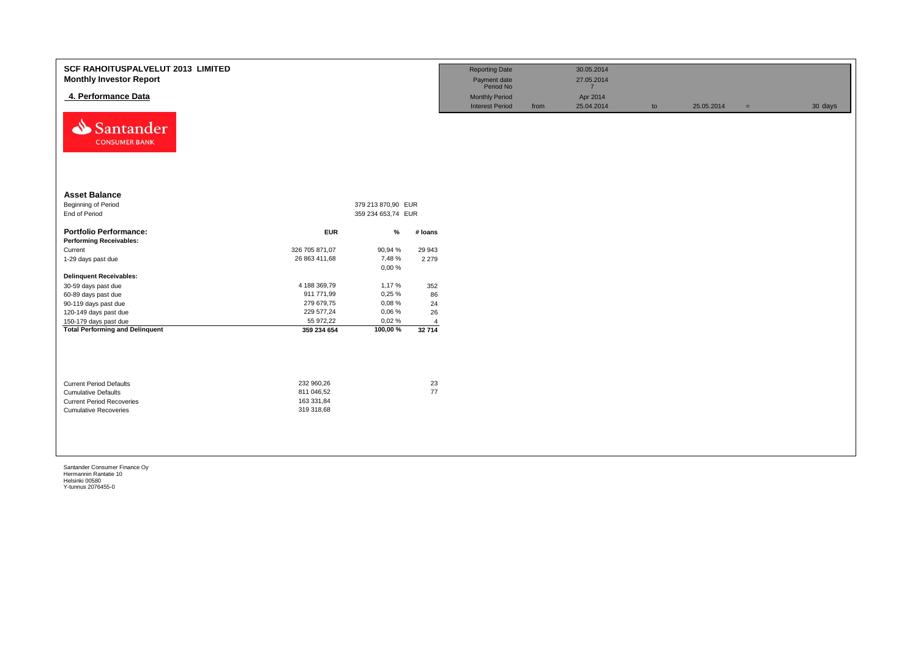# SCF RAHOITUSPALVELUT 2013 LIMITED
## Monthly Investor Report

### 4. Performance Data

| | | | | | | |
|---|---|---|---|---|---|---|
| Reporting Date | | 30.05.2014 | | | | |
| Payment date | | 27.05.2014 | | | | |
| Period No | | 7 | | | | |
| Monthly Period | | Apr 2014 | | | | |
| Interest Period | from | 25.04.2014 | to | 25.05.2014 | = | 30 days |

Santander CONSUMER BANK

**Asset Balance**

| | | |
|---|---|---|
| Beginning of Period | 379 213 870,90 | EUR |
| End of Period | 359 234 653,74 | EUR |

| **Portfolio Performance:** | **EUR** | **%** | **# loans** |
|---|---|---|---|
| **Performing Receivables:** | | | |
| Current | 326 705 871,07 | 90,94 % | 29 943 |
| 1-29 days past due | 26 863 411,68 | 7,48 % | 2 279 |
| | | 0,00 % | |
| **Delinquent Receivables:** | | | |
| 30-59 days past due | 4 188 369,79 | 1,17 % | 352 |
| 60-89 days past due | 911 771,99 | 0,25 % | 86 |
| 90-119 days past due | 279 679,75 | 0,08 % | 24 |
| 120-149 days past due | 229 577,24 | 0,06 % | 26 |
| 150-179 days past due | 55 972,22 | 0,02 % | 4 |
| **Total Performing and Delinquent** | **359 234 654** | **100,00 %** | **32 714** |

| | | |
|---|---|---|
| Current Period Defaults | 232 960,26 | 23 |
| Cumulative Defaults | 811 046,52 | 77 |
| Current Period Recoveries | 163 331,84 | |
| Cumulative Recoveries | 319 318,68 | |

Santander Consumer Finance Oy
Hermannin Rantatie 10
Helsinki 00580
Y-tunnus 2076455-0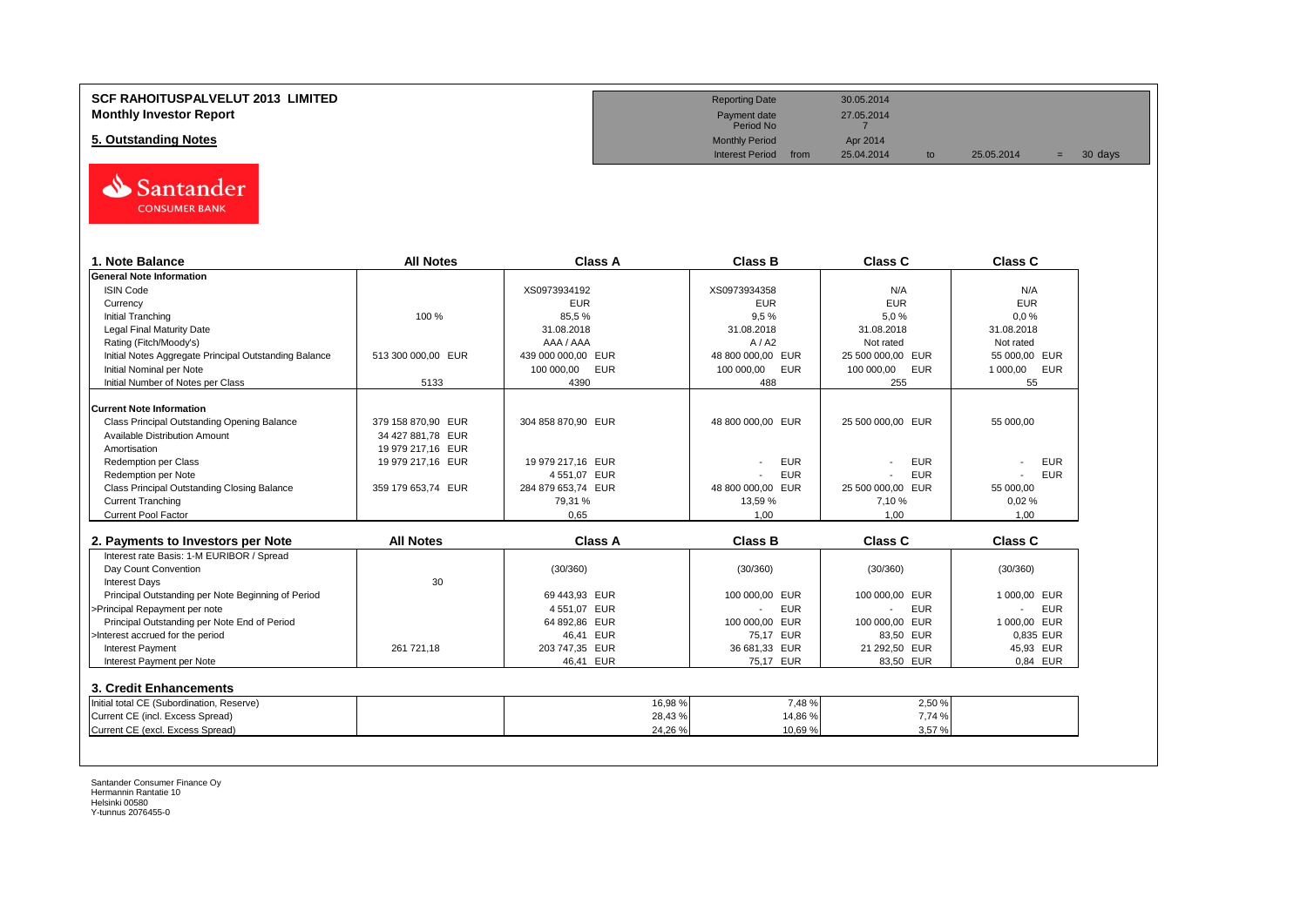**SCF RAHOITUSPALVELUT 2013 LIMITED**
**Monthly Investor Report**

**5. Outstanding Notes**

| Reporting Date | | 30.05.2014 | | | | |
|---|---|---|---|---|---|---|
| Payment date | | 27.05.2014 | | | | |
| Period No | | 7 | | | | |
| Monthly Period | | Apr 2014 | | | | |
| Interest Period | from | 25.04.2014 | to | 25.05.2014 | = | 30 days |

| 1. Note Balance | All Notes | Class A | Class B | Class C | Class C |
|---|---|---|---|---|---|
| **General Note Information** | | | | | |
| ISIN Code | | XS0973934192 | XS0973934358 | N/A | N/A |
| Currency | | EUR | EUR | EUR | EUR |
| Initial Tranching | 100 % | 85,5 % | 9,5 % | 5,0 % | 0,0 % |
| Legal Final Maturity Date | | 31.08.2018 | 31.08.2018 | 31.08.2018 | 31.08.2018 |
| Rating (Fitch/Moody's) | | AAA / AAA | A / A2 | Not rated | Not rated |
| Initial Notes Aggregate Principal Outstanding Balance | 513 300 000,00 EUR | 439 000 000,00 EUR | 48 800 000,00 EUR | 25 500 000,00 EUR | 55 000,00 EUR |
| Initial Nominal per Note | | 100 000,00 EUR | 100 000,00 EUR | 100 000,00 EUR | 1 000,00 EUR |
| Initial Number of Notes per Class | 5133 | 4390 | 488 | 255 | 55 |
| **Current Note Information** | | | | | |
| Class Principal Outstanding Opening Balance | 379 158 870,90 EUR | 304 858 870,90 EUR | 48 800 000,00 EUR | 25 500 000,00 EUR | 55 000,00 |
| Available Distribution Amount | 34 427 881,78 EUR | | | | |
| Amortisation | 19 979 217,16 EUR | | | | |
| Redemption per Class | 19 979 217,16 EUR | 19 979 217,16 EUR | - EUR | - EUR | - EUR |
| Redemption per Note | | 4 551,07 EUR | - EUR | - EUR | - EUR |
| Class Principal Outstanding Closing Balance | 359 179 653,74 EUR | 284 879 653,74 EUR | 48 800 000,00 EUR | 25 500 000,00 EUR | 55 000,00 |
| Current Tranching | | 79,31 % | 13,59 % | 7,10 % | 0,02 % |
| Current Pool Factor | | 0,65 | 1,00 | 1,00 | 1,00 |

| 2. Payments to Investors per Note | All Notes | Class A | Class B | Class C | Class C |
|---|---|---|---|---|---|
| Interest rate Basis: 1-M EURIBOR / Spread | | | | | |
| Day Count Convention | | (30/360) | (30/360) | (30/360) | (30/360) |
| Interest Days | 30 | | | | |
| Principal Outstanding per Note Beginning of Period | | 69 443,93 EUR | 100 000,00 EUR | 100 000,00 EUR | 1 000,00 EUR |
| >Principal Repayment per note | | 4 551,07 EUR | - EUR | - EUR | - EUR |
| Principal Outstanding per Note End of Period | | 64 892,86 EUR | 100 000,00 EUR | 100 000,00 EUR | 1 000,00 EUR |
| >Interest accrued for the period | | 46,41 EUR | 75,17 EUR | 83,50 EUR | 0,835 EUR |
| Interest Payment | 261 721,18 | 203 747,35 EUR | 36 681,33 EUR | 21 292,50 EUR | 45,93 EUR |
| Interest Payment per Note | | 46,41 EUR | 75,17 EUR | 83,50 EUR | 0,84 EUR |

| 3. Credit Enhancements | | | | | |
|---|---|---|---|---|---|
| Initial total CE (Subordination, Reserve) | | 16,98 % | 7,48 % | 2,50 % | |
| Current CE (incl. Excess Spread) | | 28,43 % | 14,86 % | 7,74 % | |
| Current CE (excl. Excess Spread) | | 24,26 % | 10,69 % | 3,57 % | |

Santander Consumer Finance Oy
Hermannin Rantatie 10
Helsinki 00580
Y-tunnus 2076455-0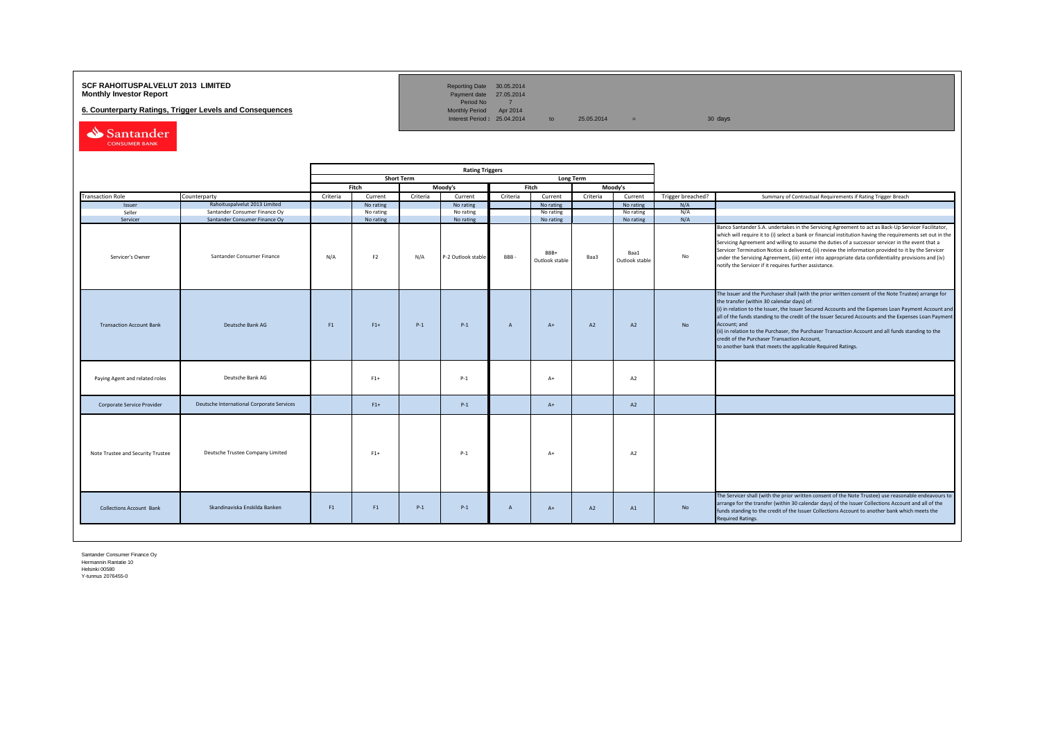**SCF RAHOITUSPALVELUT 2013 LIMITED**
**Monthly Investor Report**

**6. Counterparty Ratings, Trigger Levels and Consequences**

| | | | | |
|---|---|---|---|---|
| Reporting Date | 30.05.2014 | | | |
| Payment date | 27.05.2014 | | | |
| Period No | 7 | | | |
| Monthly Period | Apr 2014 | | | |
| Interest Period : | 25.04.2014 | to | 25.05.2014 | = 30 days |

| | | Rating Triggers | | | | | | | | | |
|---|---|---|---|---|---|---|---|---|---|---|---|
| | | Short Term | | | | Long Term | | | | | |
| | | Fitch | | Moody's | | Fitch | | Moody's | | | |
| Transaction Role | Counterparty | Criteria | Current | Criteria | Current | Criteria | Current | Criteria | Current | Trigger breached? | Summary of Contractual Requirements if Rating Trigger Breach |
| Issuer | Rahoituspalvelut 2013 Limited | | No rating | | No rating | | No rating | | No rating | N/A | |
| Seller | Santander Consumer Finance Oy | | No rating | | No rating | | No rating | | No rating | N/A | |
| Servicer | Santander Consumer Finance Oy | | No rating | | No rating | | No rating | | No rating | N/A | |
| Servicer's Owner | Santander Consumer Finance | N/A | F2 | N/A | P-2 Outlook stable | BBB - | BBB+ Outlook stable | Baa3 | Baa1 Outlook stable | No | Banco Santander S.A. undertakes in the Servicing Agreement to act as Back-Up Servicer Facilitator, which will require it to (i) select a bank or financial institution having the requirements set out in the Servicing Agreement and willing to assume the duties of a successor servicer in the event that a Servicer Termination Notice is delivered, (ii) review the information provided to it by the Servicer under the Servicing Agreement, (iii) enter into appropriate data confidentiality provisions and (iv) notify the Servicer if it requires further assistance. |
| Transaction Account Bank | Deutsche Bank AG | F1 | F1+ | P-1 | P-1 | A | A+ | A2 | A2 | No | The Issuer and the Purchaser shall (with the prior written consent of the Note Trustee) arrange for the transfer (within 30 calendar days) of:<br>(i) in relation to the Issuer, the Issuer Secured Accounts and the Expenses Loan Payment Account and all of the funds standing to the credit of the Issuer Secured Accounts and the Expenses Loan Payment Account; and<br>(ii) in relation to the Purchaser, the Purchaser Transaction Account and all funds standing to the credit of the Purchaser Transaction Account,<br>to another bank that meets the applicable Required Ratings. |
| Paying Agent and related roles | Deutsche Bank AG | | F1+ | | P-1 | | A+ | | A2 | | |
| Corporate Service Provider | Deutsche International Corporate Services | | F1+ | | P-1 | | A+ | | A2 | | |
| Note Trustee and Security Trustee | Deutsche Trustee Company Limited | | F1+ | | P-1 | | A+ | | A2 | | |
| Collections Account Bank | Skandinaviska Enskilda Banken | F1 | F1 | P-1 | P-1 | A | A+ | A2 | A1 | No | The Servicer shall (with the prior written consent of the Note Trustee) use reasonable endeavours to arrange for the transfer (within 30 calendar days) of the Issuer Collections Account and all of the funds standing to the credit of the Issuer Collections Account to another bank which meets the Required Ratings. |

Santander Consumer Finance Oy
Hermannin Rantatie 10
Helsinki 00580
Y-tunnus 2076455-0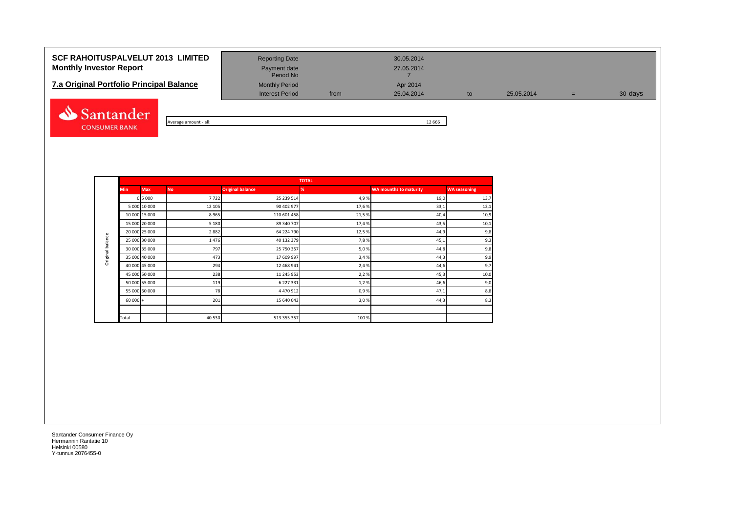**SCF RAHOITUSPALVELUT 2013 LIMITED**
**Monthly Investor Report**

## 7.a Original Portfolio Principal Balance

| | | | | | | |
|---|---|---|---|---|---|---|
| Reporting Date | | 30.05.2014 | | | | |
| Payment date | | 27.05.2014 | | | | |
| Period No | | 7 | | | | |
| Monthly Period | | Apr 2014 | | | | |
| Interest Period | from | 25.04.2014 | to | 25.05.2014 | = | 30 days |

Average amount - all: 12 666

| | TOTAL | | | | | | |
|---|---|---|---|---|---|---|---|
| **Min** | **Max** | **No** | **Original balance** | **%** | **WA mounths to maturity** | **WA seasoning** |
| 0 | 5 000 | 7 722 | 25 239 514 | 4,9 % | 19,0 | 13,7 |
| 5 000 | 10 000 | 12 105 | 90 402 977 | 17,6 % | 33,1 | 12,1 |
| 10 000 | 15 000 | 8 965 | 110 601 458 | 21,5 % | 40,4 | 10,9 |
| 15 000 | 20 000 | 5 180 | 89 340 707 | 17,4 % | 43,5 | 10,1 |
| 20 000 | 25 000 | 2 882 | 64 224 790 | 12,5 % | 44,9 | 9,8 |
| 25 000 | 30 000 | 1 476 | 40 132 379 | 7,8 % | 45,1 | 9,3 |
| 30 000 | 35 000 | 797 | 25 750 357 | 5,0 % | 44,8 | 9,8 |
| 35 000 | 40 000 | 473 | 17 609 997 | 3,4 % | 44,3 | 9,9 |
| 40 000 | 45 000 | 294 | 12 468 941 | 2,4 % | 44,6 | 9,7 |
| 45 000 | 50 000 | 238 | 11 245 953 | 2,2 % | 45,3 | 10,0 |
| 50 000 | 55 000 | 119 | 6 227 331 | 1,2 % | 46,6 | 9,0 |
| 55 000 | 60 000 | 78 | 4 470 912 | 0,9 % | 47,1 | 8,8 |
| 60 000 | + | 201 | 15 640 043 | 3,0 % | 44,3 | 8,3 |
| | | | | | | |
| Total | | 40 530 | 513 355 357 | 100 % | | |

Santander Consumer Finance Oy
Hermannin Rantatie 10
Helsinki 00580
Y-tunnus 2076455-0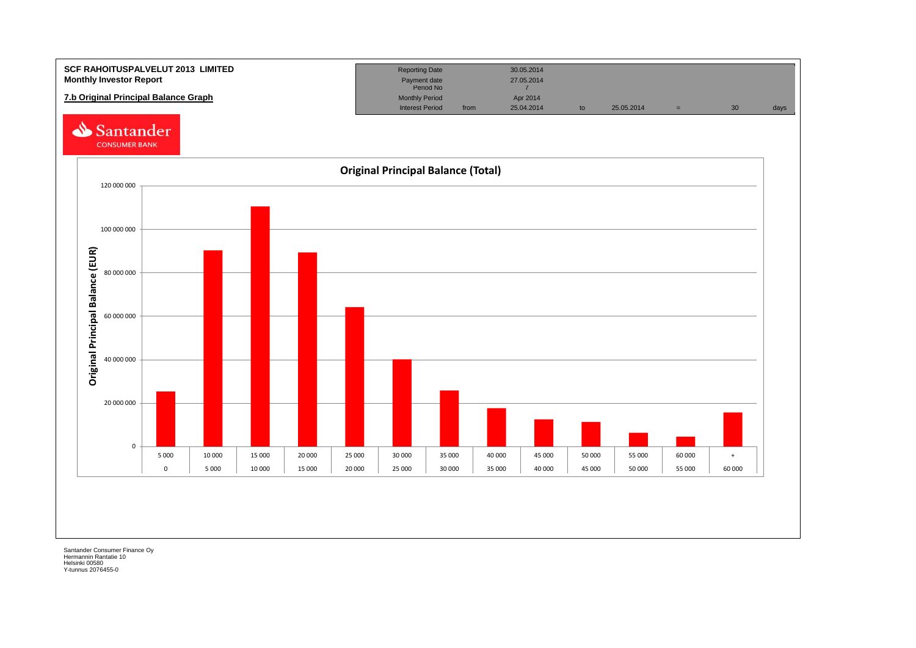**SCF RAHOITUSPALVELUT 2013 LIMITED**
**Monthly Investor Report**

**7.b Original Principal Balance Graph**

| Reporting Date | | 30.05.2014 | | | | | |
|---|---|---|---|---|---|---|---|
| Payment date | | 27.05.2014 | | | | | |
| Period No | | 7 | | | | | |
| Monthly Period | | Apr 2014 | | | | | |
| Interest Period | from | 25.04.2014 | to | 25.05.2014 | = | 30 | days |

Santander CONSUMER BANK

**Original Principal Balance (Total)**

Original Principal Balance (EUR)

| From | To |
|---|---|
| 0 | 5 000 |
| 5 000 | 10 000 |
| 10 000 | 15 000 |
| 15 000 | 20 000 |
| 20 000 | 25 000 |
| 25 000 | 30 000 |
| 30 000 | 35 000 |
| 35 000 | 40 000 |
| 40 000 | 45 000 |
| 45 000 | 50 000 |
| 50 000 | 55 000 |
| 55 000 | 60 000 |
| 60 000 | + |

Santander Consumer Finance Oy
Hermannin Rantatie 10
Helsinki 00580
Y-tunnus 2076455-0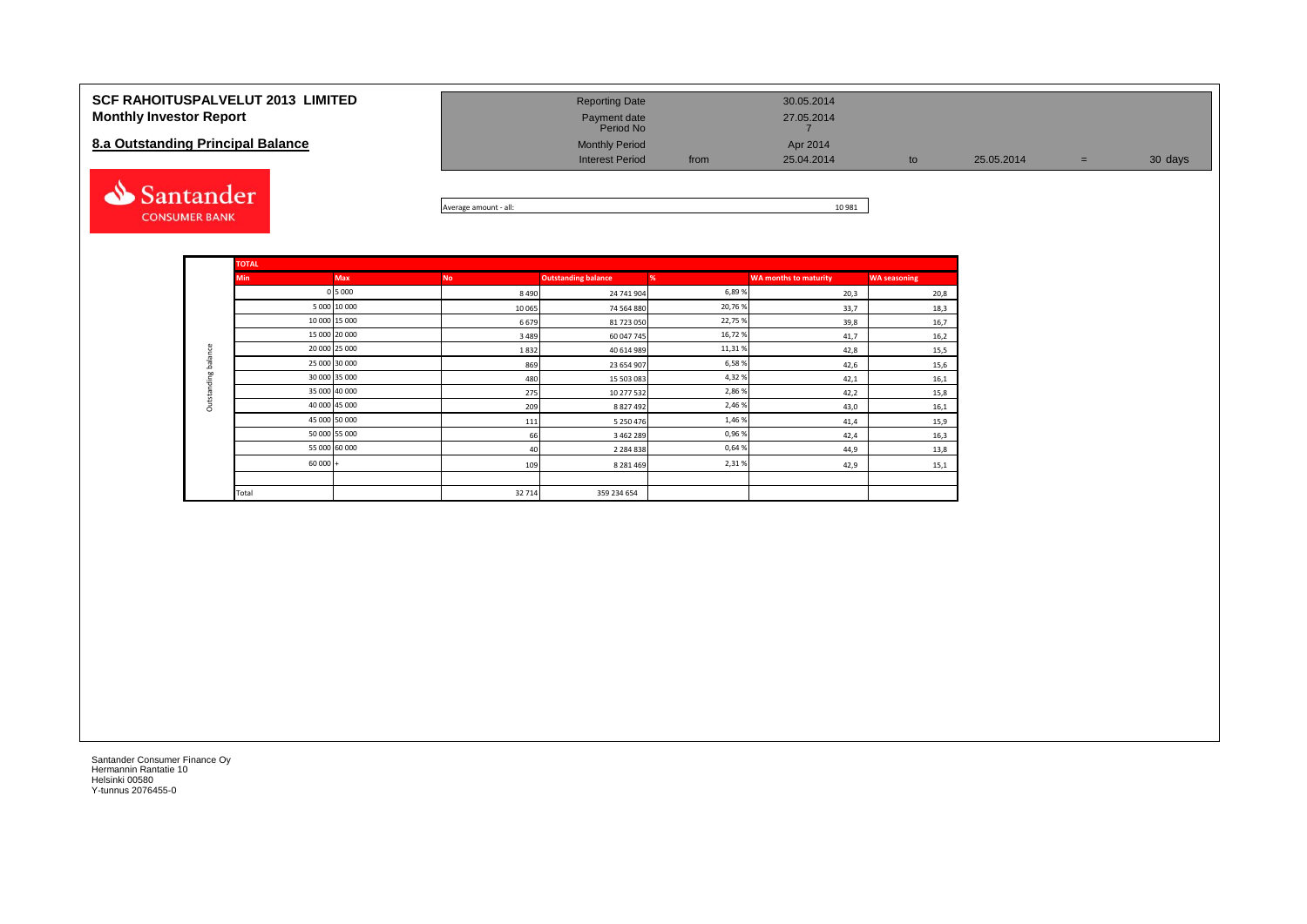**SCF RAHOITUSPALVELUT 2013 LIMITED**
**Monthly Investor Report**

## 8.a Outstanding Principal Balance

| | | | | | | | |
|---|---|---|---|---|---|---|---|
| Reporting Date | | 30.05.2014 | | | | | |
| Payment date | | 27.05.2014 | | | | | |
| Period No | | 7 | | | | | |
| Monthly Period | | Apr 2014 | | | | | |
| Interest Period | from | 25.04.2014 | to | 25.05.2014 | = | 30 days |

Average amount - all: 10 981

| | TOTAL | | | | | | |
|---|---|---|---|---|---|---|---|
| | Min | Max | No | Outstanding balance | % | WA months to maturity | WA seasoning |
| Outstanding balance | 0 | 5 000 | 8 490 | 24 741 904 | 6,89 % | 20,3 | 20,8 |
| | 5 000 | 10 000 | 10 065 | 74 564 880 | 20,76 % | 33,7 | 18,3 |
| | 10 000 | 15 000 | 6 679 | 81 723 050 | 22,75 % | 39,8 | 16,7 |
| | 15 000 | 20 000 | 3 489 | 60 047 745 | 16,72 % | 41,7 | 16,2 |
| | 20 000 | 25 000 | 1 832 | 40 614 989 | 11,31 % | 42,8 | 15,5 |
| | 25 000 | 30 000 | 869 | 23 654 907 | 6,58 % | 42,6 | 15,6 |
| | 30 000 | 35 000 | 480 | 15 503 083 | 4,32 % | 42,1 | 16,1 |
| | 35 000 | 40 000 | 275 | 10 277 532 | 2,86 % | 42,2 | 15,8 |
| | 40 000 | 45 000 | 209 | 8 827 492 | 2,46 % | 43,0 | 16,1 |
| | 45 000 | 50 000 | 111 | 5 250 476 | 1,46 % | 41,4 | 15,9 |
| | 50 000 | 55 000 | 66 | 3 462 289 | 0,96 % | 42,4 | 16,3 |
| | 55 000 | 60 000 | 40 | 2 284 838 | 0,64 % | 44,9 | 13,8 |
| | 60 000 | + | 109 | 8 281 469 | 2,31 % | 42,9 | 15,1 |
| | | | | | | | |
| | Total | | 32 714 | 359 234 654 | | | |

Santander Consumer Finance Oy
Hermannin Rantatie 10
Helsinki 00580
Y-tunnus 2076455-0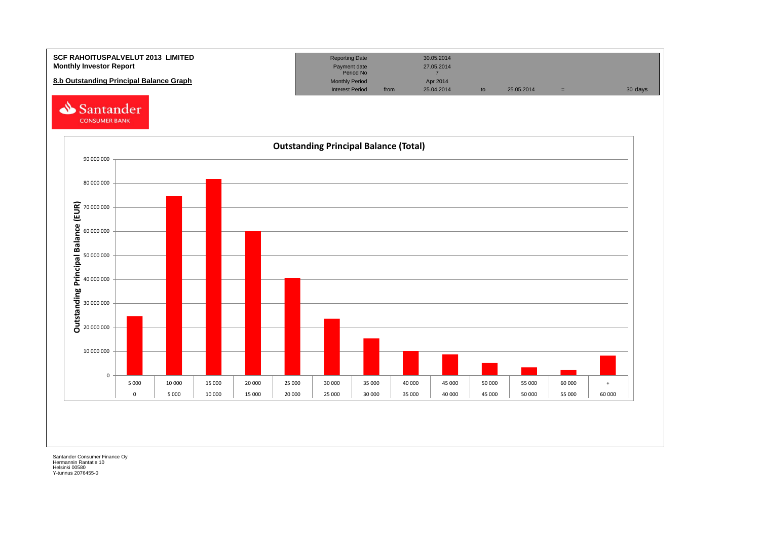**SCF RAHOITUSPALVELUT 2013 LIMITED**
**Monthly Investor Report**

**8.b Outstanding Principal Balance Graph**

| Reporting Date | | 30.05.2014 | | | | |
|---|---|---|---|---|---|---|
| Payment date | | 27.05.2014 | | | | |
| Period No | | 7 | | | | |
| Monthly Period | | Apr 2014 | | | | |
| Interest Period | from | 25.04.2014 | to | 25.05.2014 | = | 30 days |

Santander CONSUMER BANK

**Outstanding Principal Balance (Total)**

Outstanding Principal Balance (EUR)

| From | To |
|---|---|
| 0 | 5 000 |
| 5 000 | 10 000 |
| 10 000 | 15 000 |
| 15 000 | 20 000 |
| 20 000 | 25 000 |
| 25 000 | 30 000 |
| 30 000 | 35 000 |
| 35 000 | 40 000 |
| 40 000 | 45 000 |
| 45 000 | 50 000 |
| 50 000 | 55 000 |
| 55 000 | 60 000 |
| 60 000 | + |

Santander Consumer Finance Oy
Hermannin Rantatie 10
Helsinki 00580
Y-tunnus 2076455-0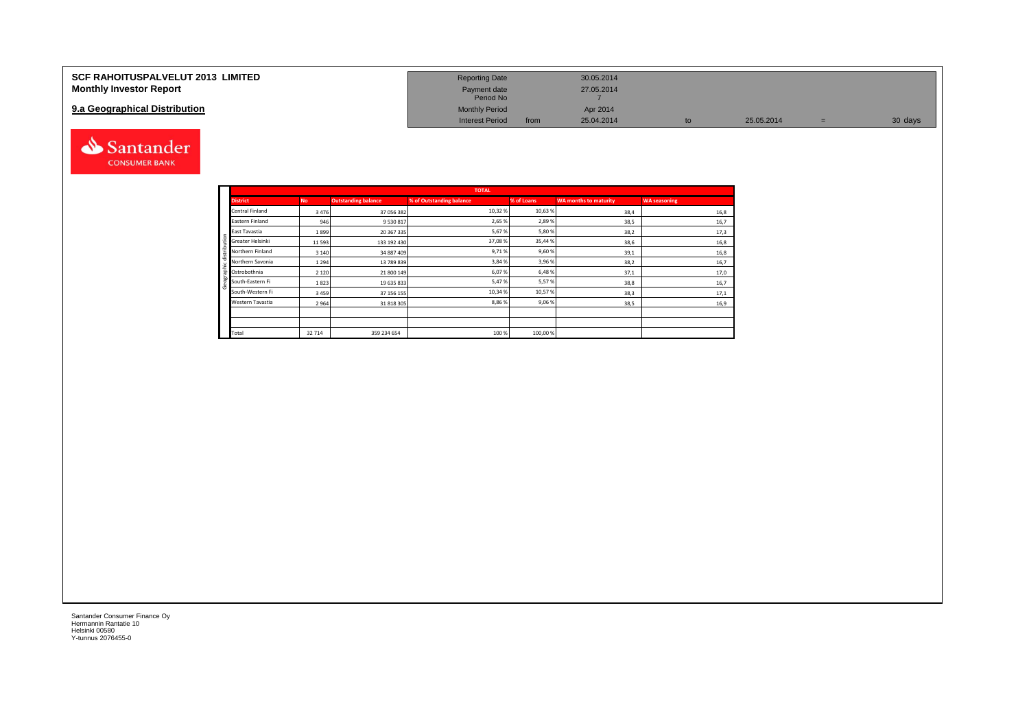**SCF RAHOITUSPALVELUT 2013 LIMITED**
**Monthly Investor Report**

## 9.a Geographical Distribution

| | | | | | | |
|---|---|---|---|---|---|---|
| Reporting Date | | 30.05.2014 | | | | |
| Payment date | | 27.05.2014 | | | | |
| Period No | | 7 | | | | |
| Monthly Period | | Apr 2014 | | | | |
| Interest Period | from | 25.04.2014 | to | 25.05.2014 | = | 30 days |

Geographic distribution

| TOTAL | | | | | | |
|---|---|---|---|---|---|---|
| District | No | Outstanding balance | % of Outstanding balance | % of Loans | WA months to maturity | WA seasoning |
| Central Finland | 3 476 | 37 056 382 | 10,32 % | 10,63 % | 38,4 | 16,8 |
| Eastern Finland | 946 | 9 530 817 | 2,65 % | 2,89 % | 38,5 | 16,7 |
| East Tavastia | 1 899 | 20 367 335 | 5,67 % | 5,80 % | 38,2 | 17,3 |
| Greater Helsinki | 11 593 | 133 192 430 | 37,08 % | 35,44 % | 38,6 | 16,8 |
| Northern Finland | 3 140 | 34 887 409 | 9,71 % | 9,60 % | 39,1 | 16,8 |
| Northern Savonia | 1 294 | 13 789 839 | 3,84 % | 3,96 % | 38,2 | 16,7 |
| Ostrobothnia | 2 120 | 21 800 149 | 6,07 % | 6,48 % | 37,1 | 17,0 |
| South-Eastern Fi | 1 823 | 19 635 833 | 5,47 % | 5,57 % | 38,8 | 16,7 |
| South-Western Fi | 3 459 | 37 156 155 | 10,34 % | 10,57 % | 38,3 | 17,1 |
| Western Tavastia | 2 964 | 31 818 305 | 8,86 % | 9,06 % | 38,5 | 16,9 |
| | | | | | | |
| | | | | | | |
| Total | 32 714 | 359 234 654 | 100 % | 100,00 % | | |

Santander Consumer Finance Oy
Hermannin Rantatie 10
Helsinki 00580
Y-tunnus 2076455-0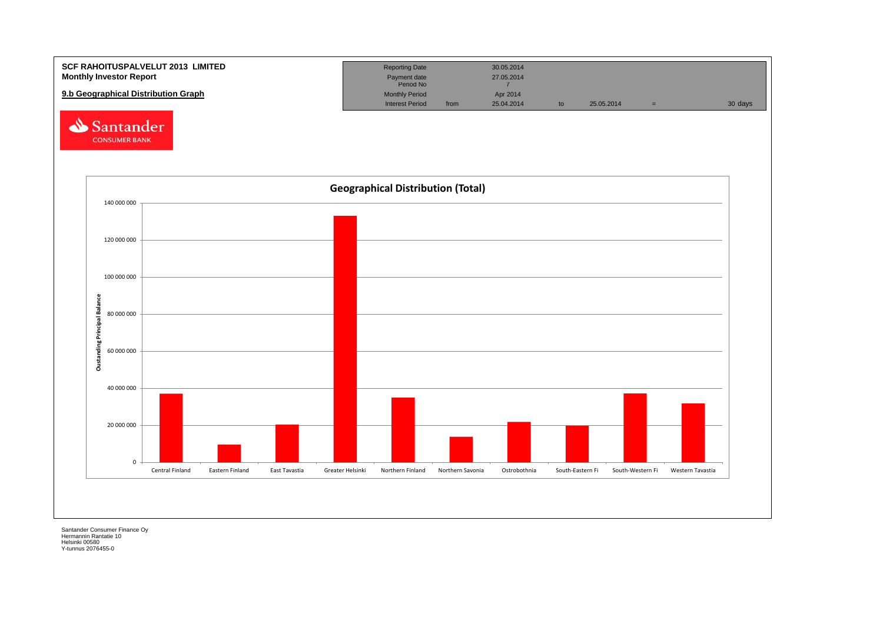**SCF RAHOITUSPALVELUT 2013 LIMITED**
**Monthly Investor Report**

**9.b Geographical Distribution Graph**

| | | | | | | |
|---|---|---|---|---|---|---|
| Reporting Date | | 30.05.2014 | | | | |
| Payment date | | 27.05.2014 | | | | |
| Period No | | 7 | | | | |
| Monthly Period | | Apr 2014 | | | | |
| Interest Period | from | 25.04.2014 | to | 25.05.2014 | = | 30 days |

Santander CONSUMER BANK

**Geographical Distribution (Total)**

Oustanding Principal Balance

140 000 000
120 000 000
100 000 000
80 000 000
60 000 000
40 000 000
20 000 000
0

Central Finland | Eastern Finland | East Tavastia | Greater Helsinki | Northern Finland | Northern Savonia | Ostrobothnia | South-Eastern Fi | South-Western Fi | Western Tavastia

Santander Consumer Finance Oy
Hermannin Rantatie 10
Helsinki 00580
Y-tunnus 2076455-0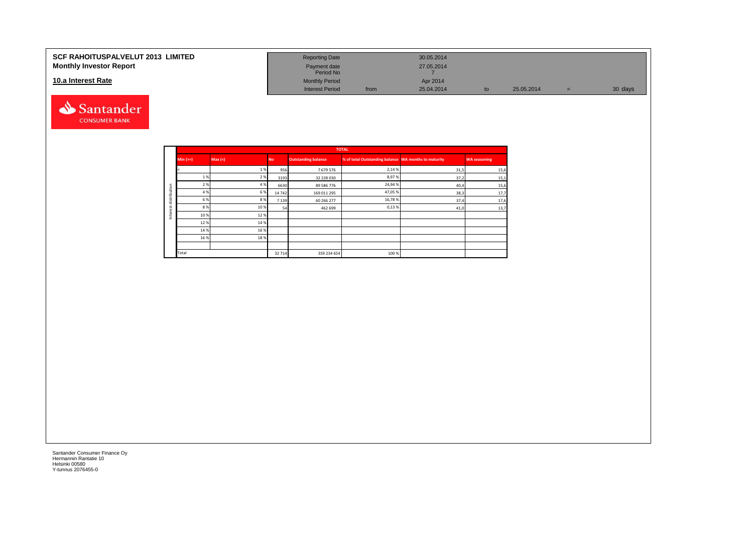**SCF RAHOITUSPALVELUT 2013 LIMITED**
**Monthly Investor Report**

**10.a Interest Rate**

| | | | | | |
|---|---|---|---|---|---|
| Reporting Date | | 30.05.2014 | | | |
| Payment date | | 27.05.2014 | | | |
| Period No | | 7 | | | |
| Monthly Period | | Apr 2014 | | | |
| Interest Period | from | 25.04.2014 | to | 25.05.2014 | = 30 days |

Santander CONSUMER BANK

| Interest distribution | TOTAL | | | | | | |
|---|---|---|---|---|---|---|---|
| | Min (>=) | Max (<) | No | Outstanding balance | % of total Outstanding balance | WA months to maturity | WA seasoning |
| | < | 1 % | 956 | 7 679 576 | 2,14 % | 31,5 | 15,6 |
| | 1 % | 2 % | 3193 | 32 228 030 | 8,97 % | 37,2 | 15,1 |
| | 2 % | 4 % | 6630 | 89 586 776 | 24,94 % | 40,4 | 15,6 |
| | 4 % | 6 % | 14 742 | 169 011 295 | 47,05 % | 38,3 | 17,7 |
| | 6 % | 8 % | 7 139 | 60 266 277 | 16,78 % | 37,4 | 17,6 |
| | 8 % | 10 % | 54 | 462 699 | 0,13 % | 41,0 | 13,7 |
| | 10 % | 12 % | | | | | |
| | 12 % | 14 % | | | | | |
| | 14 % | 16 % | | | | | |
| | 16 % | 18 % | | | | | |
| | | | | | | | |
| | Total | | 32 714 | 359 234 654 | 100 % | | |

Santander Consumer Finance Oy
Hermannin Rantatie 10
Helsinki 00580
Y-tunnus 2076455-0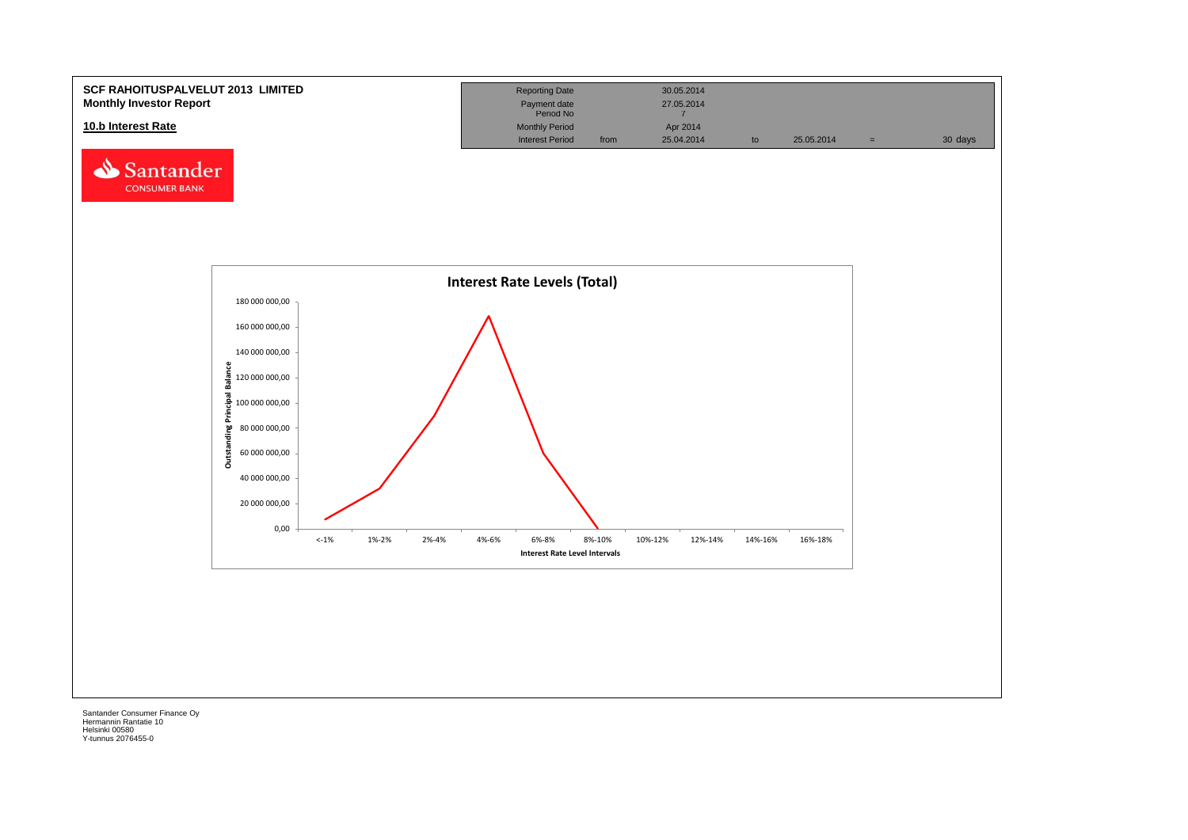**SCF RAHOITUSPALVELUT 2013 LIMITED**
**Monthly Investor Report**

**10.b Interest Rate**

| Reporting Date | | 30.05.2014 | | | | |
|---|---|---|---|---|---|---|
| Payment date | | 27.05.2014 | | | | |
| Period No | | 7 | | | | |
| Monthly Period | | Apr 2014 | | | | |
| Interest Period | from | 25.04.2014 | to | 25.05.2014 | = | 30 days |

Santander CONSUMER BANK

**Interest Rate Levels (Total)**

Outstanding Principal Balance

180 000 000,00
160 000 000,00
140 000 000,00
120 000 000,00
100 000 000,00
80 000 000,00
60 000 000,00
40 000 000,00
20 000 000,00
0,00

<-1% | 1%-2% | 2%-4% | 4%-6% | 6%-8% | 8%-10% | 10%-12% | 12%-14% | 14%-16% | 16%-18%

Interest Rate Level Intervals

Santander Consumer Finance Oy
Hermannin Rantatie 10
Helsinki 00580
Y-tunnus 2076455-0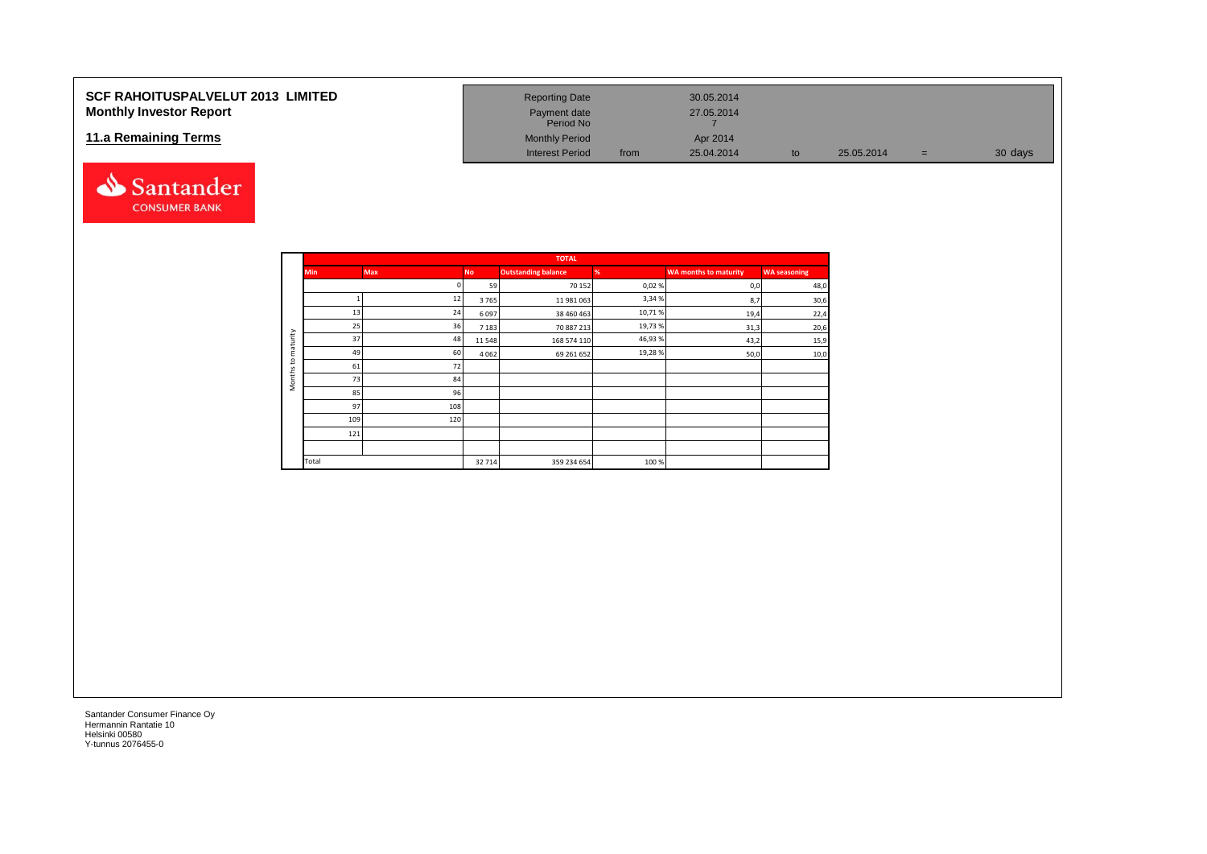# SCF RAHOITUSPALVELUT 2013 LIMITED
## Monthly Investor Report

### 11.a Remaining Terms

| | | | | | |
|---|---|---|---|---|---|
| Reporting Date | | 30.05.2014 | | | |
| Payment date | | 27.05.2014 | | | |
| Period No | | 7 | | | |
| Monthly Period | | Apr 2014 | | | |
| Interest Period | from | 25.04.2014 | to | 25.05.2014 | = 30 days |

Santander CONSUMER BANK

| Months to maturity | | TOTAL | | | | |
|---|---|---|---|---|---|---|
| **Min** | **Max** | **No** | **Outstanding balance** | **%** | **WA months to maturity** | **WA seasoning** |
| | 0 | 59 | 70 152 | 0,02 % | 0,0 | 48,0 |
| 1 | 12 | 3 765 | 11 981 063 | 3,34 % | 8,7 | 30,6 |
| 13 | 24 | 6 097 | 38 460 463 | 10,71 % | 19,4 | 22,4 |
| 25 | 36 | 7 183 | 70 887 213 | 19,73 % | 31,3 | 20,6 |
| 37 | 48 | 11 548 | 168 574 110 | 46,93 % | 43,2 | 15,9 |
| 49 | 60 | 4 062 | 69 261 652 | 19,28 % | 50,0 | 10,0 |
| 61 | 72 | | | | | |
| 73 | 84 | | | | | |
| 85 | 96 | | | | | |
| 97 | 108 | | | | | |
| 109 | 120 | | | | | |
| 121 | | | | | | |
| | | | | | | |
| Total | | 32 714 | 359 234 654 | 100 % | | |

Santander Consumer Finance Oy
Hermannin Rantatie 10
Helsinki 00580
Y-tunnus 2076455-0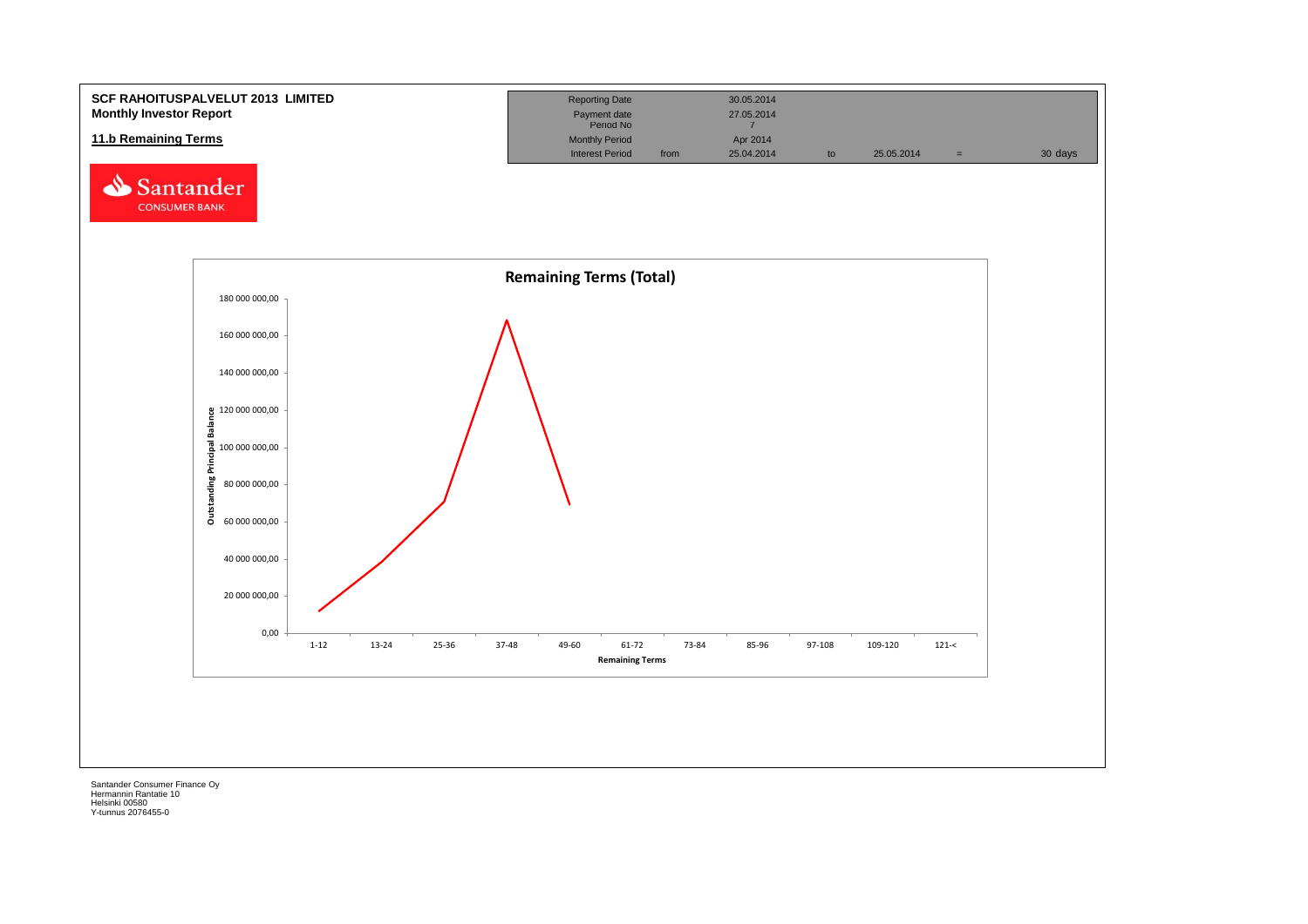**SCF RAHOITUSPALVELUT 2013 LIMITED**
**Monthly Investor Report**

**11.b Remaining Terms**

| | | | | | | |
|---|---|---|---|---|---|---|
| Reporting Date | | 30.05.2014 | | | | |
| Payment date | | 27.05.2014 | | | | |
| Period No | | 7 | | | | |
| Monthly Period | | Apr 2014 | | | | |
| Interest Period | from | 25.04.2014 | to | 25.05.2014 | = | 30 days |

Santander CONSUMER BANK

**Remaining Terms (Total)**

Outstanding Principal Balance

180 000 000,00
160 000 000,00
140 000 000,00
120 000 000,00
100 000 000,00
80 000 000,00
60 000 000,00
40 000 000,00
20 000 000,00
0,00

1-12 | 13-24 | 25-36 | 37-48 | 49-60 | 61-72 | 73-84 | 85-96 | 97-108 | 109-120 | 121-<

Remaining Terms

Santander Consumer Finance Oy
Hermannin Rantatie 10
Helsinki 00580
Y-tunnus 2076455-0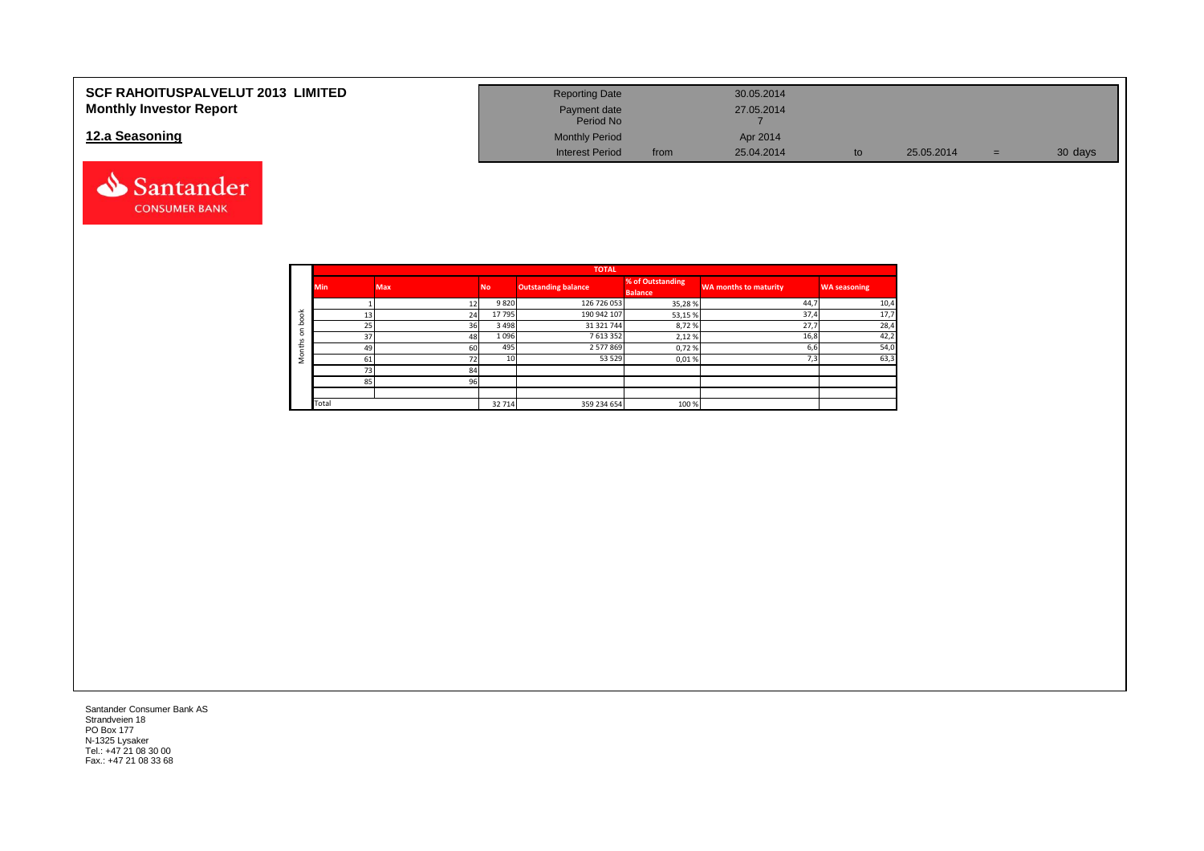# SCF RAHOITUSPALVELUT 2013 LIMITED
## Monthly Investor Report

### 12.a Seasoning

| | | | | | | |
|---|---|---|---|---|---|---|
| Reporting Date | | 30.05.2014 | | | | |
| Payment date | | 27.05.2014 | | | | |
| Period No | | 7 | | | | |
| Monthly Period | | Apr 2014 | | | | |
| Interest Period | from | 25.04.2014 | to | 25.05.2014 | = | 30 days |

Santander CONSUMER BANK

| | TOTAL | | | | | | |
|---|---|---|---|---|---|---|---|
| | Min | Max | No | Outstanding balance | % of Outstanding Balance | WA months to maturity | WA seasoning |
| Months on book | 1 | 12 | 9 820 | 126 726 053 | 35,28 % | 44,7 | 10,4 |
| | 13 | 24 | 17 795 | 190 942 107 | 53,15 % | 37,4 | 17,7 |
| | 25 | 36 | 3 498 | 31 321 744 | 8,72 % | 27,7 | 28,4 |
| | 37 | 48 | 1 096 | 7 613 352 | 2,12 % | 16,8 | 42,2 |
| | 49 | 60 | 495 | 2 577 869 | 0,72 % | 6,6 | 54,0 |
| | 61 | 72 | 10 | 53 529 | 0,01 % | 7,3 | 63,3 |
| | 73 | 84 | | | | | |
| | 85 | 96 | | | | | |
| | | | | | | | |
| | Total | | 32 714 | 359 234 654 | 100 % | | |

Santander Consumer Bank AS
Strandveien 18
PO Box 177
N-1325 Lysaker
Tel.: +47 21 08 30 00
Fax.: +47 21 08 33 68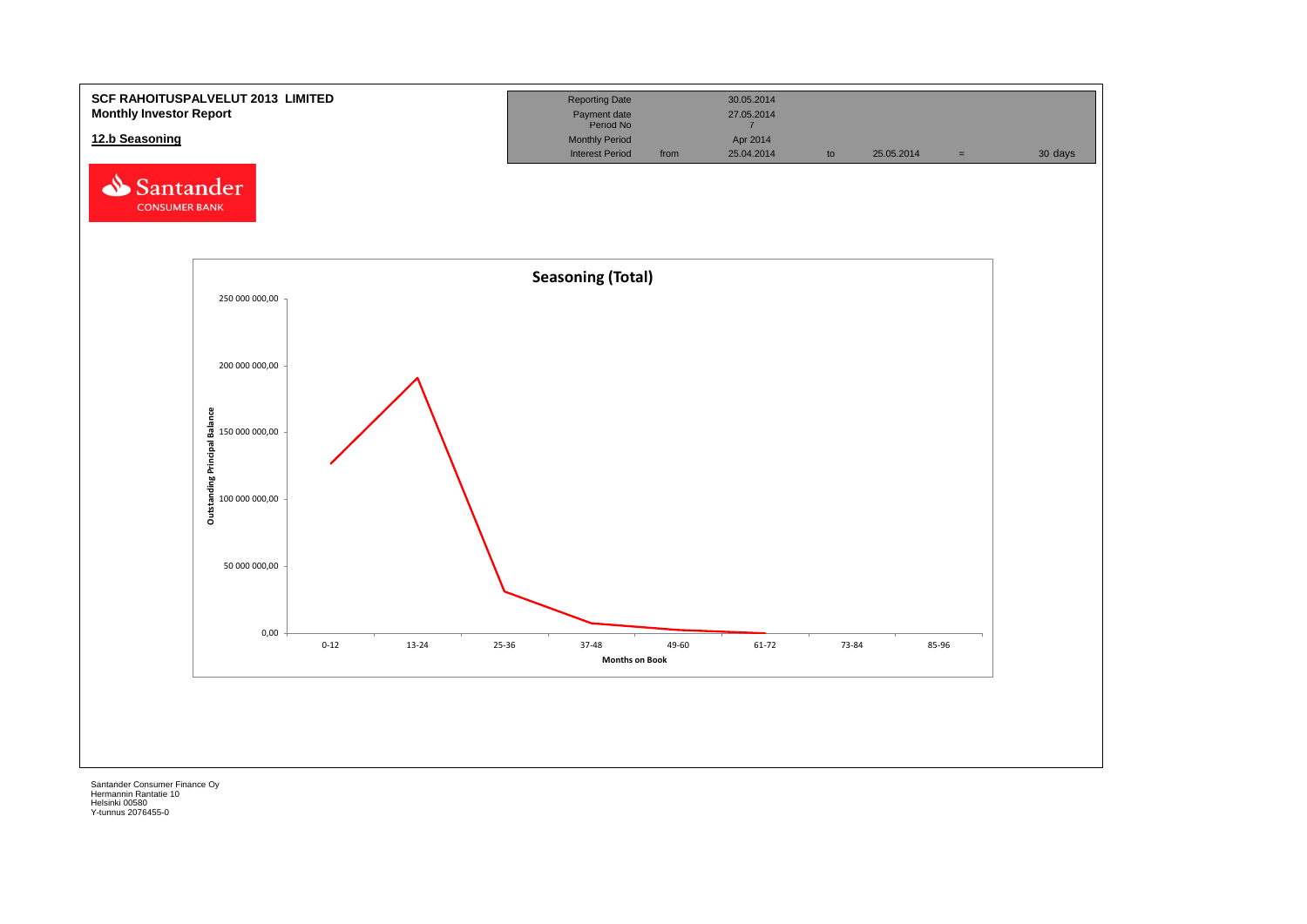**SCF RAHOITUSPALVELUT 2013 LIMITED**
**Monthly Investor Report**

**12.b Seasoning**

| | | | | | | |
|---|---|---|---|---|---|---|
| Reporting Date | | 30.05.2014 | | | | |
| Payment date | | 27.05.2014 | | | | |
| Period No | | 7 | | | | |
| Monthly Period | | Apr 2014 | | | | |
| Interest Period | from | 25.04.2014 | to | 25.05.2014 | = | 30 days |

Santander CONSUMER BANK

**Seasoning (Total)**

Outstanding Principal Balance

250 000 000,00
200 000 000,00
150 000 000,00
100 000 000,00
50 000 000,00
0,00

0-12 | 13-24 | 25-36 | 37-48 | 49-60 | 61-72 | 73-84 | 85-96

Months on Book

Santander Consumer Finance Oy
Hermannin Rantatie 10
Helsinki 00580
Y-tunnus 2076455-0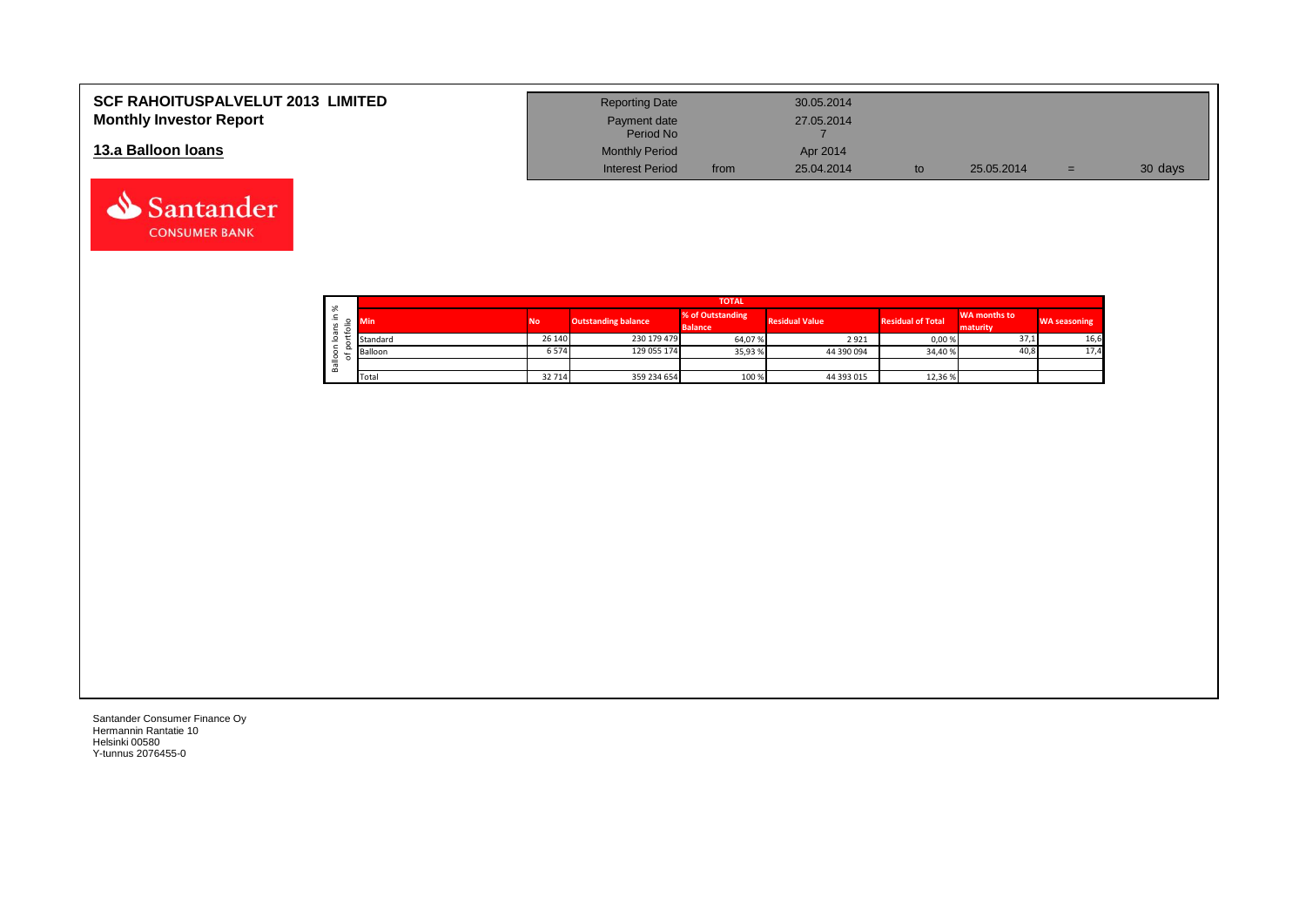**SCF RAHOITUSPALVELUT 2013 LIMITED**
**Monthly Investor Report**

## 13.a Balloon loans

| | | | | | |
|---|---|---|---|---|---|
| Reporting Date | | 30.05.2014 | | | |
| Payment date | | 27.05.2014 | | | |
| Period No | | 7 | | | |
| Monthly Period | | Apr 2014 | | | |
| Interest Period | from | 25.04.2014 | to | 25.05.2014 | = 30 days |

Balloon loans in % of portfolio

| TOTAL | | | | | | | |
|---|---|---|---|---|---|---|---|
| Min | No | Outstanding balance | % of Outstanding Balance | Residual Value | Residual of Total | WA months to maturity | WA seasoning |
| Standard | 26 140 | 230 179 479 | 64,07 % | 2 921 | 0,00 % | 37,1 | 16,6 |
| Balloon | 6 574 | 129 055 174 | 35,93 % | 44 390 094 | 34,40 % | 40,8 | 17,4 |
| | | | | | | | |
| Total | 32 714 | 359 234 654 | 100 % | 44 393 015 | 12,36 % | | |

Santander Consumer Finance Oy
Hermannin Rantatie 10
Helsinki 00580
Y-tunnus 2076455-0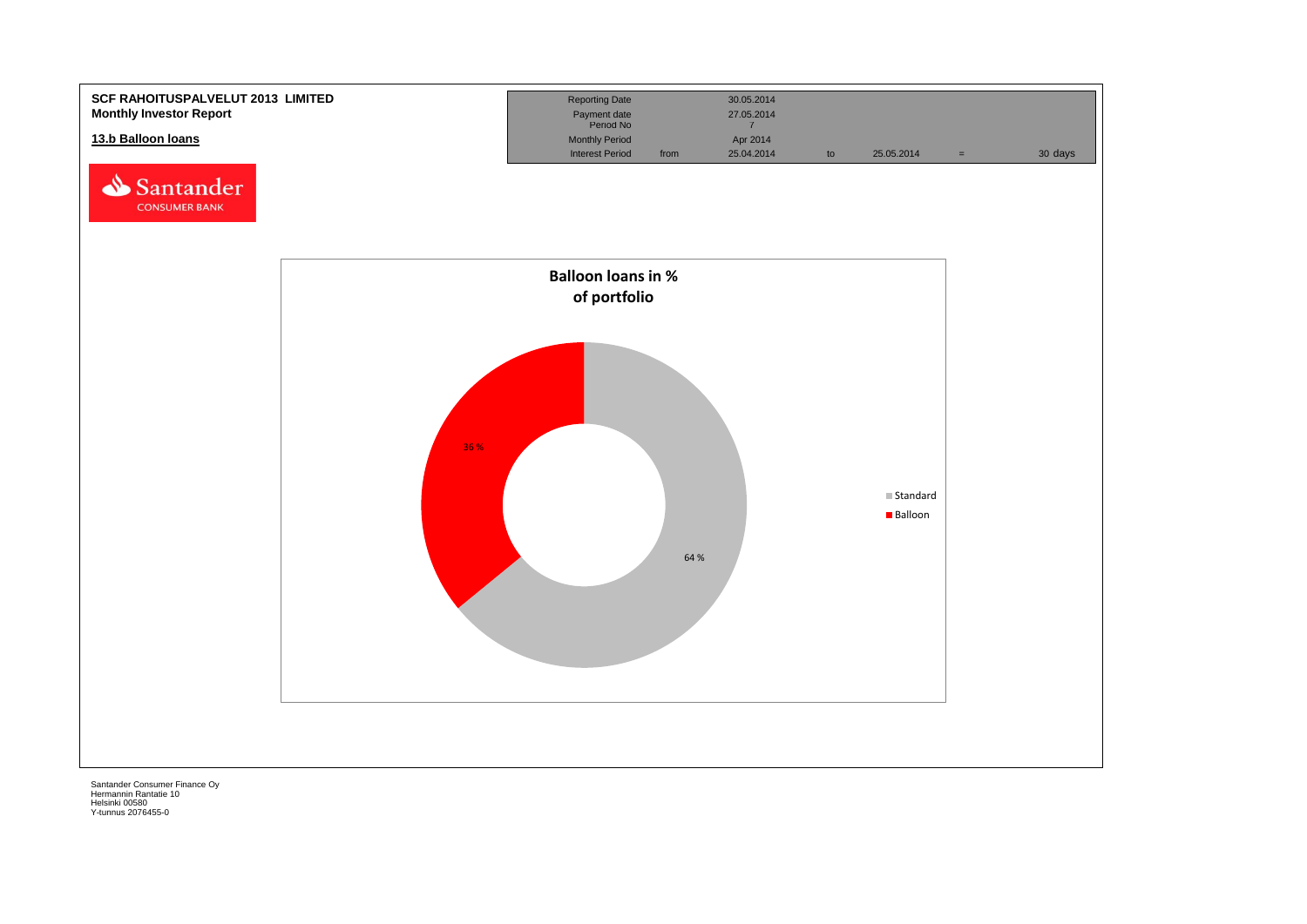**SCF RAHOITUSPALVELUT 2013 LIMITED**
**Monthly Investor Report**

## 13.b Balloon loans

| Reporting Date | | 30.05.2014 | | | | |
|---|---|---|---|---|---|---|
| Payment date | | 27.05.2014 | | | | |
| Period No | | 7 | | | | |
| Monthly Period | | Apr 2014 | | | | |
| Interest Period | from | 25.04.2014 | to | 25.05.2014 | = | 30 days |

**Balloon loans in % of portfolio**

| | % |
|---|---|
| Standard | 64 % |
| Balloon | 36 % |

Santander Consumer Finance Oy
Hermannin Rantatie 10
Helsinki 00580
Y-tunnus 2076455-0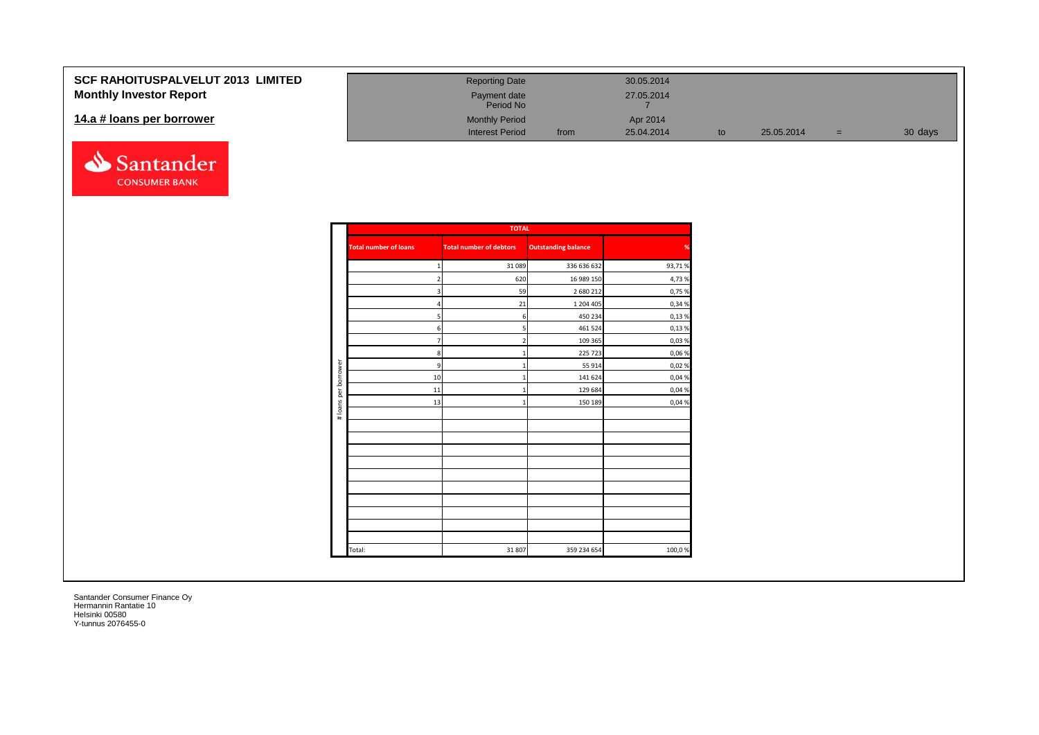# SCF RAHOITUSPALVELUT 2013 LIMITED
## Monthly Investor Report

## 14.a # loans per borrower

| Reporting Date | | 30.05.2014 | | | | |
|---|---|---|---|---|---|---|
| Payment date | | 27.05.2014 | | | | |
| Period No | | 7 | | | | |
| Monthly Period | | Apr 2014 | | | | |
| Interest Period | from | 25.04.2014 | to | 25.05.2014 | = | 30 days |

| TOTAL | | | |
|---|---|---|---|
| Total number of loans | Total number of debtors | Outstanding balance | % |
| 1 | 31 089 | 336 636 632 | 93,71 % |
| 2 | 620 | 16 989 150 | 4,73 % |
| 3 | 59 | 2 680 212 | 0,75 % |
| 4 | 21 | 1 204 405 | 0,34 % |
| 5 | 6 | 450 234 | 0,13 % |
| 6 | 5 | 461 524 | 0,13 % |
| 7 | 2 | 109 365 | 0,03 % |
| 8 | 1 | 225 723 | 0,06 % |
| 9 | 1 | 55 914 | 0,02 % |
| 10 | 1 | 141 624 | 0,04 % |
| 11 | 1 | 129 684 | 0,04 % |
| 13 | 1 | 150 189 | 0,04 % |
| Total: | 31 807 | 359 234 654 | 100,0 % |

Santander Consumer Finance Oy
Hermannin Rantatie 10
Helsinki 00580
Y-tunnus 2076455-0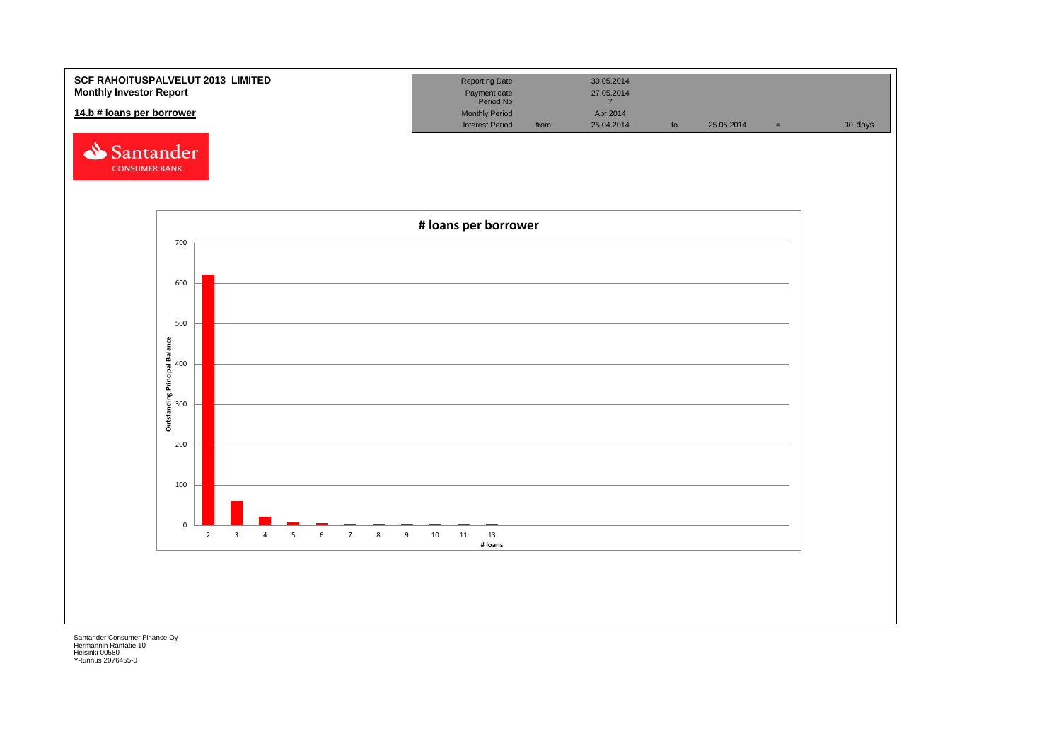**SCF RAHOITUSPALVELUT 2013 LIMITED**
**Monthly Investor Report**

## 14.b # loans per borrower

| | | | | | | |
|---|---|---|---|---|---|---|
| Reporting Date | | 30.05.2014 | | | | |
| Payment date | | 27.05.2014 | | | | |
| Period No | | 7 | | | | |
| Monthly Period | | Apr 2014 | | | | |
| Interest Period | from | 25.04.2014 | to | 25.05.2014 | = | 30 days |

Santander CONSUMER BANK

**# loans per borrower**

Outstanding Principal Balance

700
600
500
400
300
200
100
0

2 3 4 5 6 7 8 9 10 11 13

# loans

Santander Consumer Finance Oy
Hermannin Rantatie 10
Helsinki 00580
Y-tunnus 2076455-0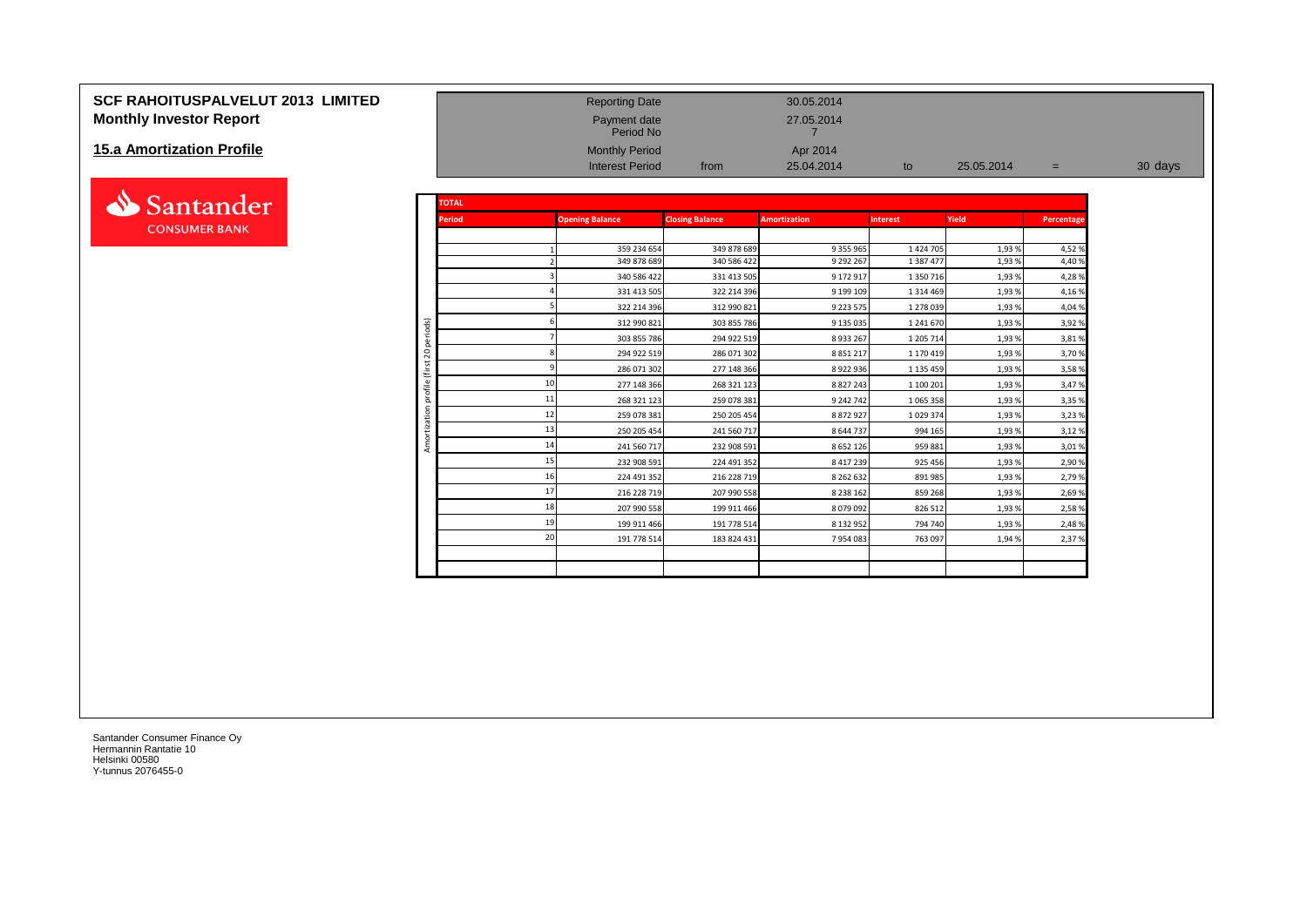# SCF RAHOITUSPALVELUT 2013 LIMITED

## Monthly Investor Report

### 15.a Amortization Profile

| | | | | | | |
|---|---|---|---|---|---|---|
| Reporting Date | | 30.05.2014 | | | | |
| Payment date | | 27.05.2014 | | | | |
| Period No | | 7 | | | | |
| Monthly Period | | Apr 2014 | | | | |
| Interest Period | from | 25.04.2014 | to | 25.05.2014 | = | 30 days |

**TOTAL** — Amortization profile (first 20 periods)

| Period | Opening Balance | Closing Balance | Amortization | Interest | Yield | Percentage |
|---|---|---|---|---|---|---|
| 1 | 359 234 654 | 349 878 689 | 9 355 965 | 1 424 705 | 1,93 % | 4,52 % |
| 2 | 349 878 689 | 340 586 422 | 9 292 267 | 1 387 477 | 1,93 % | 4,40 % |
| 3 | 340 586 422 | 331 413 505 | 9 172 917 | 1 350 716 | 1,93 % | 4,28 % |
| 4 | 331 413 505 | 322 214 396 | 9 199 109 | 1 314 469 | 1,93 % | 4,16 % |
| 5 | 322 214 396 | 312 990 821 | 9 223 575 | 1 278 039 | 1,93 % | 4,04 % |
| 6 | 312 990 821 | 303 855 786 | 9 135 035 | 1 241 670 | 1,93 % | 3,92 % |
| 7 | 303 855 786 | 294 922 519 | 8 933 267 | 1 205 714 | 1,93 % | 3,81 % |
| 8 | 294 922 519 | 286 071 302 | 8 851 217 | 1 170 419 | 1,93 % | 3,70 % |
| 9 | 286 071 302 | 277 148 366 | 8 922 936 | 1 135 459 | 1,93 % | 3,58 % |
| 10 | 277 148 366 | 268 321 123 | 8 827 243 | 1 100 201 | 1,93 % | 3,47 % |
| 11 | 268 321 123 | 259 078 381 | 9 242 742 | 1 065 358 | 1,93 % | 3,35 % |
| 12 | 259 078 381 | 250 205 454 | 8 872 927 | 1 029 374 | 1,93 % | 3,23 % |
| 13 | 250 205 454 | 241 560 717 | 8 644 737 | 994 165 | 1,93 % | 3,12 % |
| 14 | 241 560 717 | 232 908 591 | 8 652 126 | 959 881 | 1,93 % | 3,01 % |
| 15 | 232 908 591 | 224 491 352 | 8 417 239 | 925 456 | 1,93 % | 2,90 % |
| 16 | 224 491 352 | 216 228 719 | 8 262 632 | 891 985 | 1,93 % | 2,79 % |
| 17 | 216 228 719 | 207 990 558 | 8 238 162 | 859 268 | 1,93 % | 2,69 % |
| 18 | 207 990 558 | 199 911 466 | 8 079 092 | 826 512 | 1,93 % | 2,58 % |
| 19 | 199 911 466 | 191 778 514 | 8 132 952 | 794 740 | 1,93 % | 2,48 % |
| 20 | 191 778 514 | 183 824 431 | 7 954 083 | 763 097 | 1,94 % | 2,37 % |

Santander Consumer Finance Oy
Hermannin Rantatie 10
Helsinki 00580
Y-tunnus 2076455-0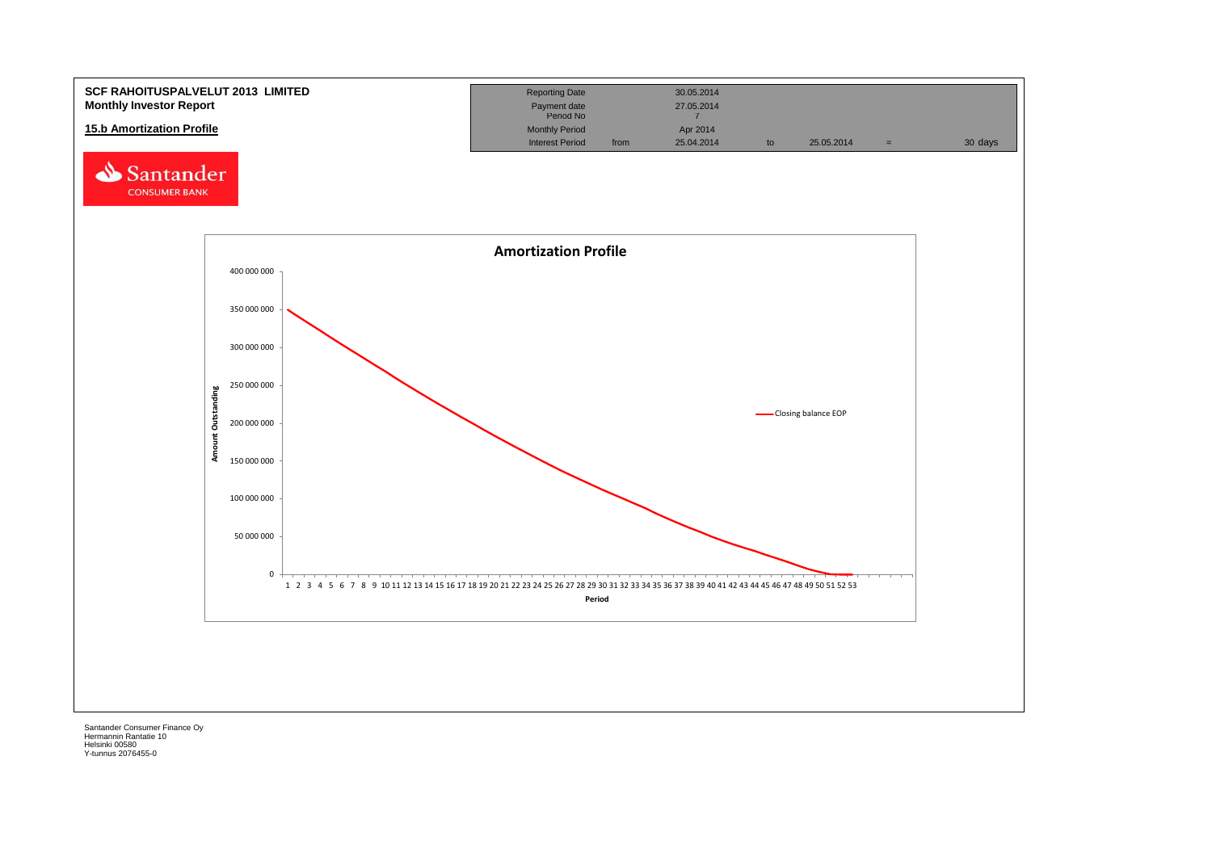**SCF RAHOITUSPALVELUT 2013 LIMITED**
**Monthly Investor Report**

**15.b Amortization Profile**

| | | | | | | |
|---|---|---|---|---|---|---|
| Reporting Date | | 30.05.2014 | | | | |
| Payment date | | 27.05.2014 | | | | |
| Period No | | 7 | | | | |
| Monthly Period | | Apr 2014 | | | | |
| Interest Period | from | 25.04.2014 | to | 25.05.2014 | = | 30 days |

Santander CONSUMER BANK

**Amortization Profile**

Amount Outstanding (y-axis: 0 – 400 000 000); Period (x-axis: 1 – 53); Legend: Closing balance EOP

Santander Consumer Finance Oy
Hermannin Rantatie 10
Helsinki 00580
Y-tunnus 2076455-0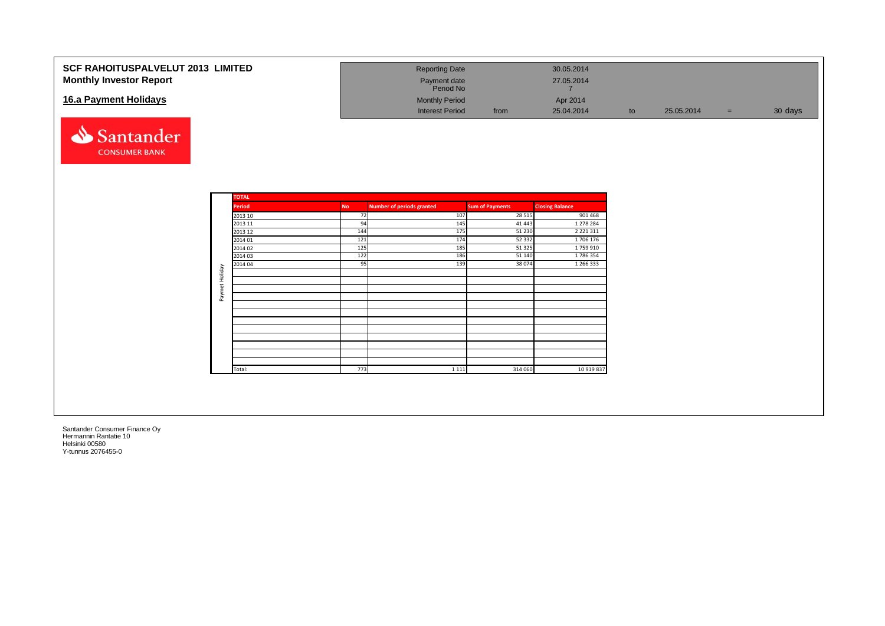# SCF RAHOITUSPALVELUT 2013 LIMITED
## Monthly Investor Report

| Reporting Date | | 30.05.2014 | | | | |
|---|---|---|---|---|---|---|
| Payment date | | 27.05.2014 | | | | |
| Period No | | 7 | | | | |
| Monthly Period | | Apr 2014 | | | | |
| Interest Period | from | 25.04.2014 | to | 25.05.2014 | = | 30 days |

## 16.a Payment Holidays

**TOTAL**

| | Period | No | Number of periods granted | Sum of Payments | Closing Balance |
|---|---|---|---|---|---|
| Paymet Holiday | 2013 10 | 72 | 107 | 28 515 | 901 468 |
| | 2013 11 | 94 | 145 | 41 443 | 1 278 284 |
| | 2013 12 | 144 | 175 | 51 230 | 2 221 311 |
| | 2014 01 | 121 | 174 | 52 332 | 1 706 176 |
| | 2014 02 | 125 | 185 | 51 325 | 1 759 910 |
| | 2014 03 | 122 | 186 | 51 140 | 1 786 354 |
| | 2014 04 | 95 | 139 | 38 074 | 1 266 333 |
| | Total: | 773 | 1 111 | 314 060 | 10 919 837 |

Santander Consumer Finance Oy
Hermannin Rantatie 10
Helsinki 00580
Y-tunnus 2076455-0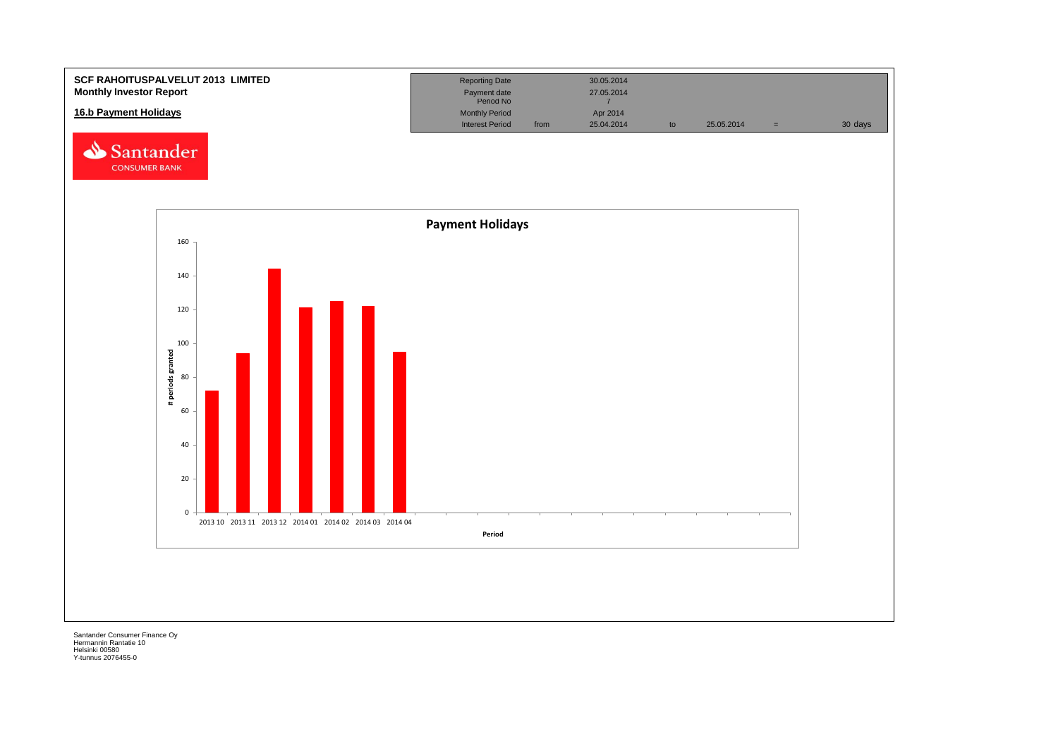**SCF RAHOITUSPALVELUT 2013 LIMITED**
**Monthly Investor Report**

## 16.b Payment Holidays

| Reporting Date | | 30.05.2014 | | | | |
|---|---|---|---|---|---|---|
| Payment date | | 27.05.2014 | | | | |
| Period No | | 7 | | | | |
| Monthly Period | | Apr 2014 | | | | |
| Interest Period | from | 25.04.2014 | to | 25.05.2014 | = | 30 days |

**Payment Holidays**

# periods granted

Period

2013 10, 2013 11, 2013 12, 2014 01, 2014 02, 2014 03, 2014 04

Santander Consumer Finance Oy
Hermannin Rantatie 10
Helsinki 00580
Y-tunnus 2076455-0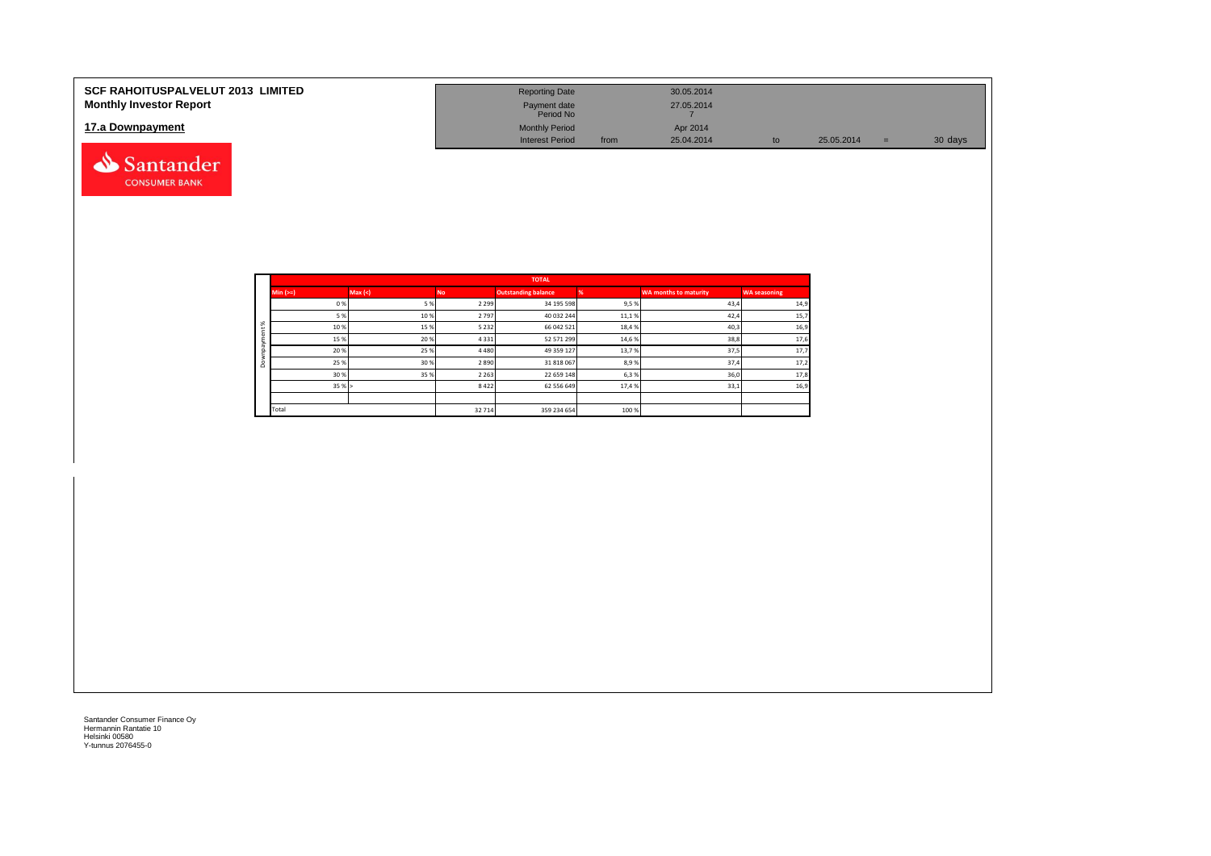**SCF RAHOITUSPALVELUT 2013 LIMITED**
**Monthly Investor Report**

## 17.a Downpayment

| Reporting Date | | 30.05.2014 | | | | |
|---|---|---|---|---|---|---|
| Payment date | | 27.05.2014 | | | | |
| Period No | | 7 | | | | |
| Monthly Period | | Apr 2014 | | | | |
| Interest Period | from | 25.04.2014 | to | 25.05.2014 | = | 30 days |

| | TOTAL | | | | | | |
|---|---|---|---|---|---|---|---|
| | Min (>=) | Max (<) | No | Outstanding balance | % | WA months to maturity | WA seasoning |
| Downpayment % | 0 % | 5 % | 2 299 | 34 195 598 | 9,5 % | 43,4 | 14,9 |
| | 5 % | 10 % | 2 797 | 40 032 244 | 11,1 % | 42,4 | 15,7 |
| | 10 % | 15 % | 5 232 | 66 042 521 | 18,4 % | 40,3 | 16,9 |
| | 15 % | 20 % | 4 331 | 52 571 299 | 14,6 % | 38,8 | 17,6 |
| | 20 % | 25 % | 4 480 | 49 359 127 | 13,7 % | 37,5 | 17,7 |
| | 25 % | 30 % | 2 890 | 31 818 067 | 8,9 % | 37,4 | 17,2 |
| | 30 % | 35 % | 2 263 | 22 659 148 | 6,3 % | 36,0 | 17,8 |
| | 35 % | > | 8 422 | 62 556 649 | 17,4 % | 33,1 | 16,9 |
| | | | | | | | |
| | Total | | 32 714 | 359 234 654 | 100 % | | |

Santander Consumer Finance Oy
Hermannin Rantatie 10
Helsinki 00580
Y-tunnus 2076455-0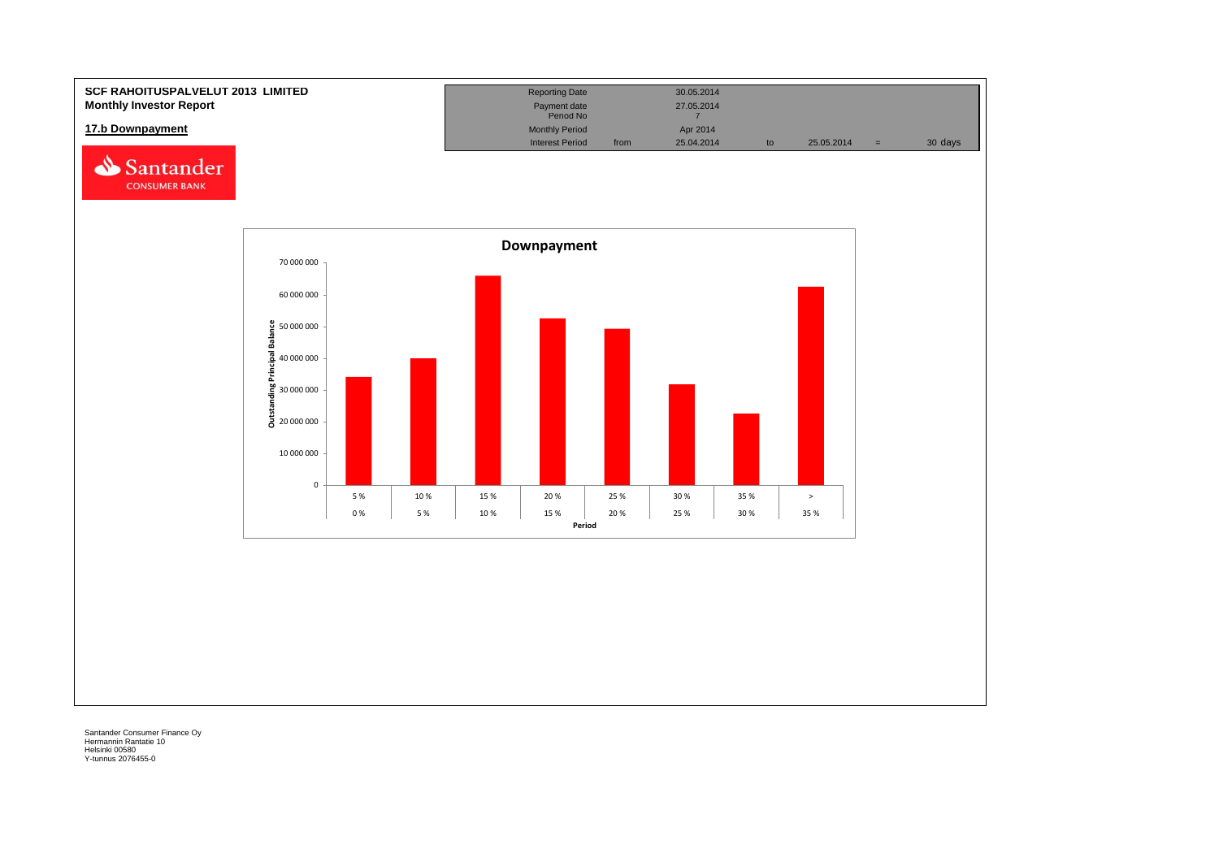**SCF RAHOITUSPALVELUT 2013 LIMITED**
**Monthly Investor Report**

**17.b Downpayment**

| Reporting Date | | 30.05.2014 | | | | |
|---|---|---|---|---|---|---|
| Payment date | | 27.05.2014 | | | | |
| Period No | | 7 | | | | |
| Monthly Period | | Apr 2014 | | | | |
| Interest Period | from | 25.04.2014 | to | 25.05.2014 | = | 30 days |

**Downpayment**

Outstanding Principal Balance

| Period | 0 % – 5 % | 5 % – 10 % | 10 % – 15 % | 15 % – 20 % | 20 % – 25 % | 25 % – 30 % | 30 % – 35 % | 35 % – > |
|---|---|---|---|---|---|---|---|---|

Santander Consumer Finance Oy
Hermannin Rantatie 10
Helsinki 00580
Y-tunnus 2076455-0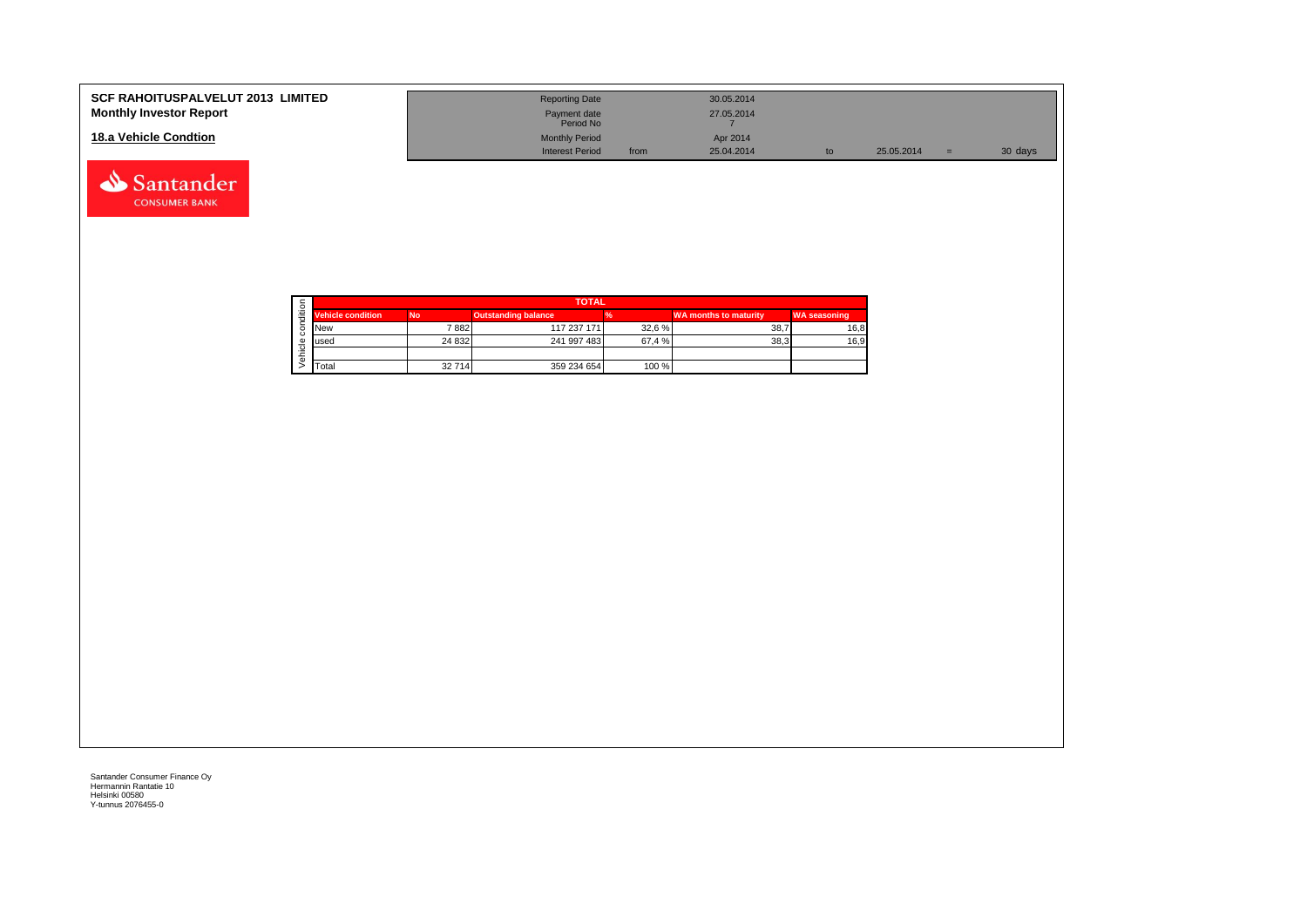**SCF RAHOITUSPALVELUT 2013 LIMITED**
**Monthly Investor Report**

## 18.a Vehicle Condtion

| | | | | | |
|---|---|---|---|---|---|
| Reporting Date | | 30.05.2014 | | | |
| Payment date | | 27.05.2014 | | | |
| Period No | | 7 | | | |
| Monthly Period | | Apr 2014 | | | |
| Interest Period | from | 25.04.2014 | to | 25.05.2014 | = 30 days |

| Vehicle condition | TOTAL | | | | |
|---|---|---|---|---|---|
| Vehicle condition | No | Outstanding balance | % | WA months to maturity | WA seasoning |
| New | 7 882 | 117 237 171 | 32,6 % | 38,7 | 16,8 |
| used | 24 832 | 241 997 483 | 67,4 % | 38,3 | 16,9 |
| | | | | | |
| Total | 32 714 | 359 234 654 | 100 % | | |

Santander Consumer Finance Oy
Hermannin Rantatie 10
Helsinki 00580
Y-tunnus 2076455-0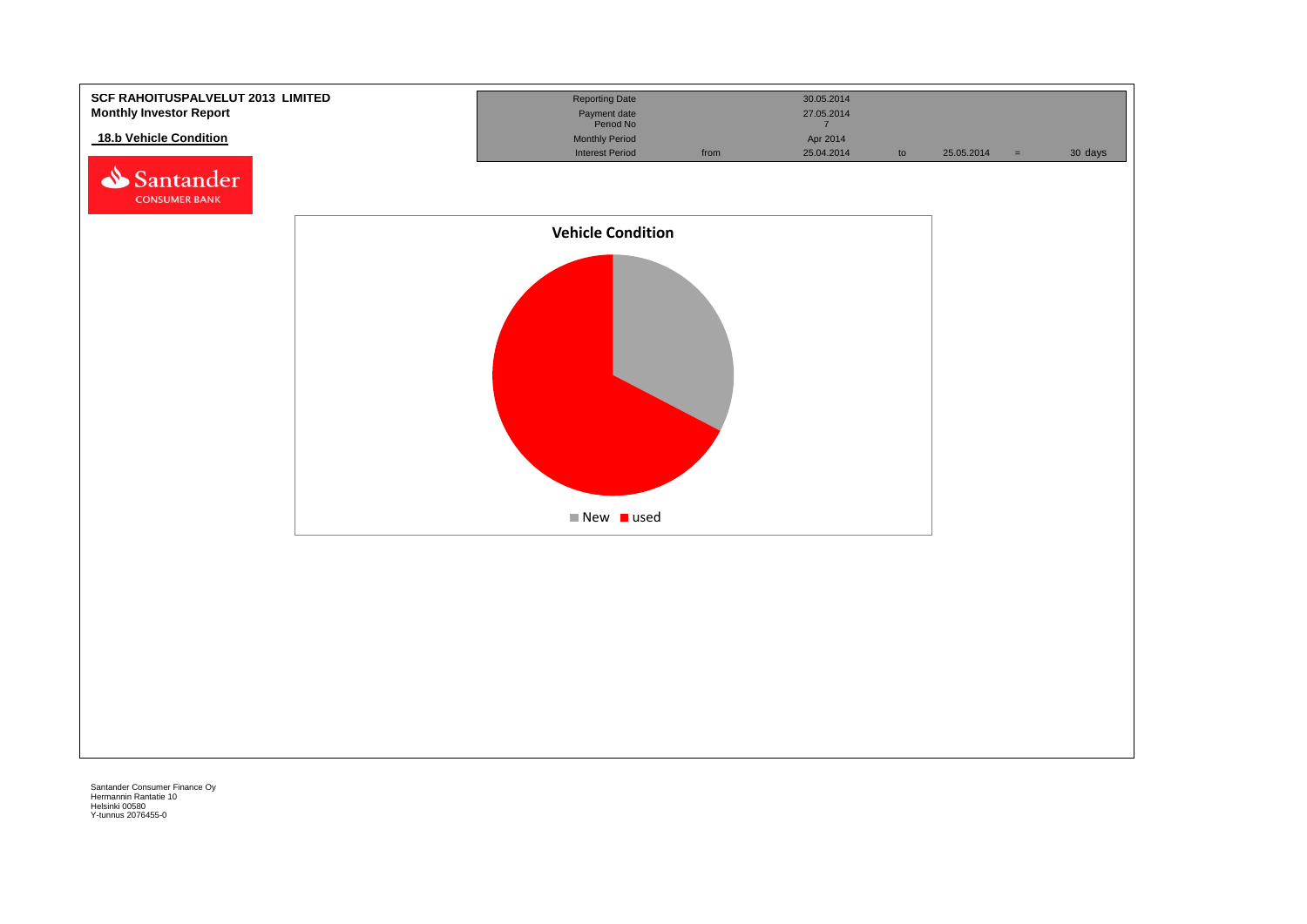**SCF RAHOITUSPALVELUT 2013 LIMITED**
**Monthly Investor Report**

## 18.b Vehicle Condition

| Reporting Date | | 30.05.2014 | | | | |
|---|---|---|---|---|---|---|
| Payment date | | 27.05.2014 | | | | |
| Period No | | 7 | | | | |
| Monthly Period | | Apr 2014 | | | | |
| Interest Period | from | 25.04.2014 | to | 25.05.2014 | = | 30 days |

**Vehicle Condition**

New | used

Santander Consumer Finance Oy
Hermannin Rantatie 10
Helsinki 00580
Y-tunnus 2076455-0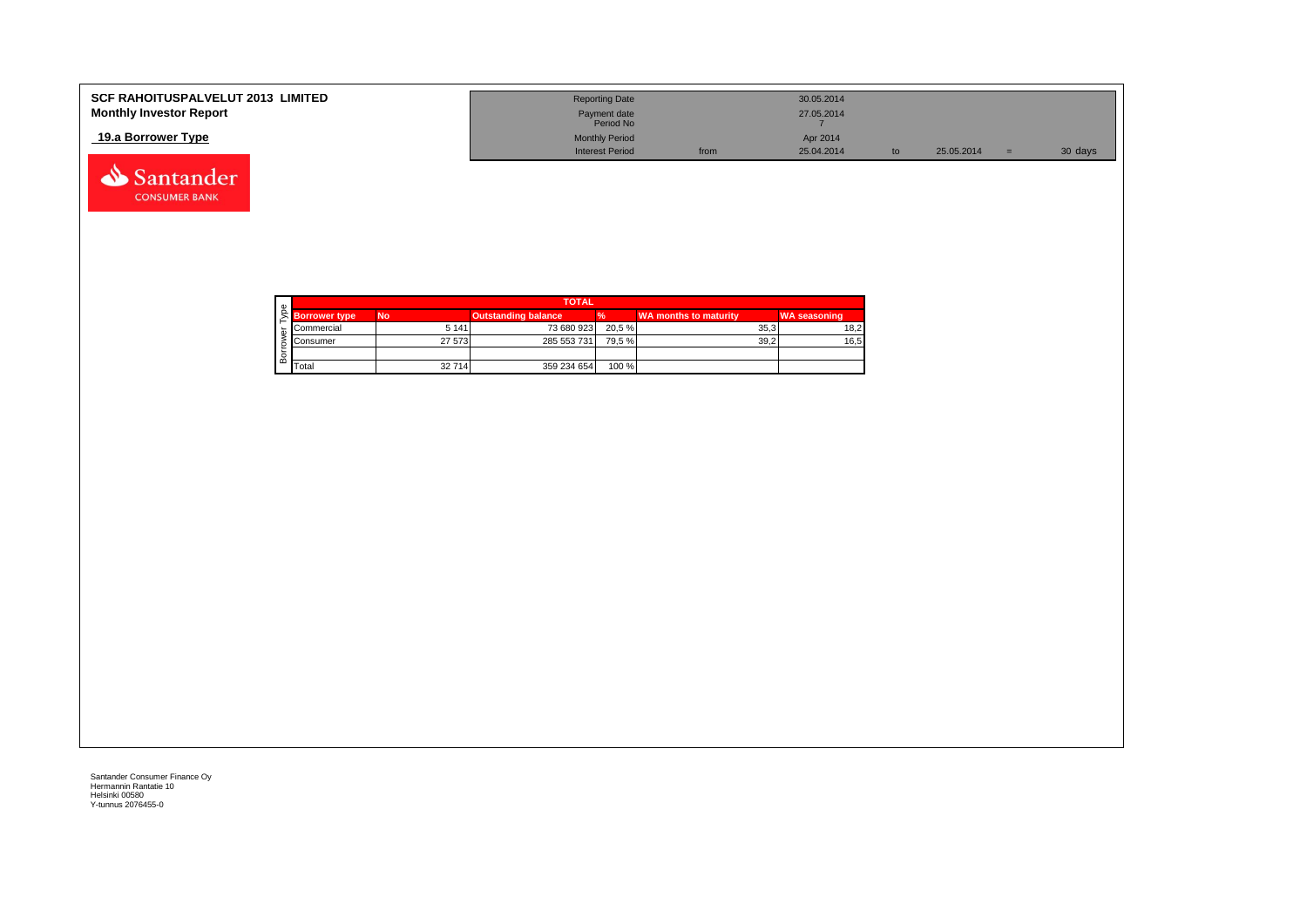**SCF RAHOITUSPALVELUT 2013 LIMITED**
**Monthly Investor Report**

## 19.a Borrower Type

| | | | | | | |
|---|---|---|---|---|---|---|
| Reporting Date | | 30.05.2014 | | | | |
| Payment date | | 27.05.2014 | | | | |
| Period No | | 7 | | | | |
| Monthly Period | | Apr 2014 | | | | |
| Interest Period | from | 25.04.2014 | to | 25.05.2014 | = | 30 days |

| TOTAL | | | | | |
|---|---|---|---|---|---|
| Borrower type | No | Outstanding balance | % | WA months to maturity | WA seasoning |
| Commercial | 5 141 | 73 680 923 | 20,5 % | 35,3 | 18,2 |
| Consumer | 27 573 | 285 553 731 | 79,5 % | 39,2 | 16,5 |
| | | | | | |
| Total | 32 714 | 359 234 654 | 100 % | | |

Santander Consumer Finance Oy
Hermannin Rantatie 10
Helsinki 00580
Y-tunnus 2076455-0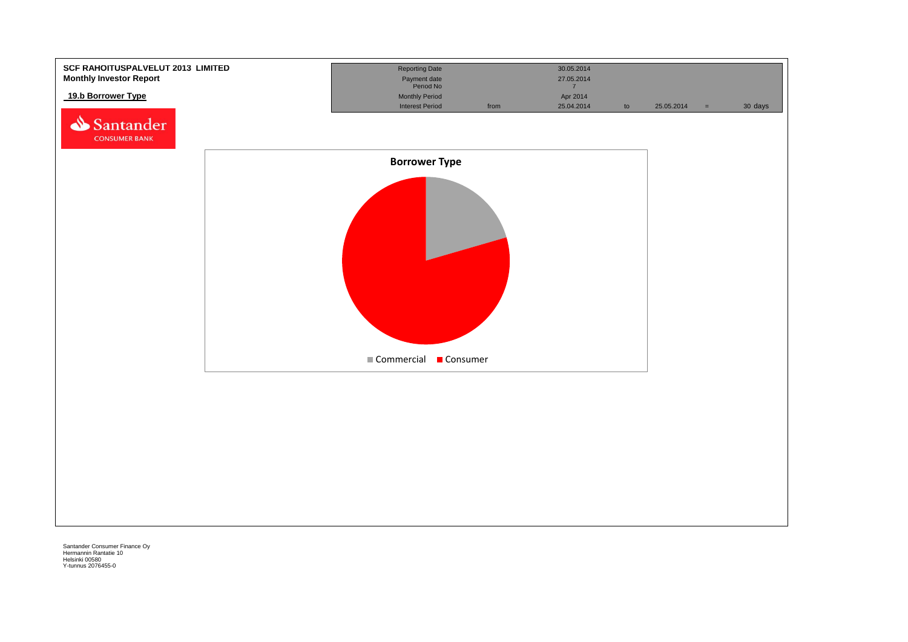**SCF RAHOITUSPALVELUT 2013 LIMITED**
**Monthly Investor Report**

## 19.b Borrower Type

| | | | | | | |
|---|---|---|---|---|---|---|
| Reporting Date | | 30.05.2014 | | | | |
| Payment date | | 27.05.2014 | | | | |
| Period No | | 7 | | | | |
| Monthly Period | | Apr 2014 | | | | |
| Interest Period | from | 25.04.2014 | to | 25.05.2014 | = | 30 days |

Borrower Type

Commercial | Consumer

Santander Consumer Finance Oy
Hermannin Rantatie 10
Helsinki 00580
Y-tunnus 2076455-0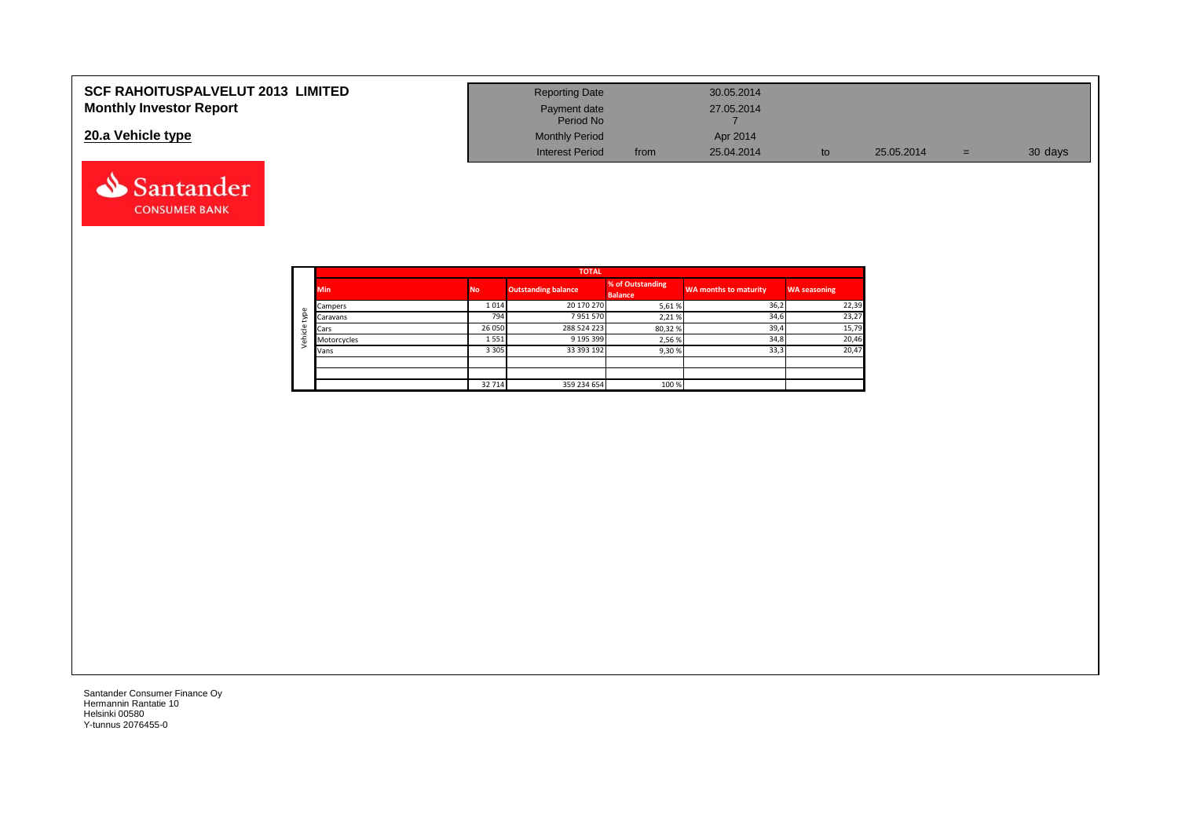**SCF RAHOITUSPALVELUT 2013 LIMITED**
**Monthly Investor Report**

## 20.a Vehicle type

| Reporting Date | | 30.05.2014 | | | | |
|---|---|---|---|---|---|---|
| Payment date | | 27.05.2014 | | | | |
| Period No | | 7 | | | | |
| Monthly Period | | Apr 2014 | | | | |
| Interest Period | from | 25.04.2014 | to | 25.05.2014 | = | 30 days |

| | TOTAL | | | | | |
|---|---|---|---|---|---|---|
| | Min | No | Outstanding balance | % of Outstanding Balance | WA months to maturity | WA seasoning |
| Vehicle type | Campers | 1 014 | 20 170 270 | 5,61 % | 36,2 | 22,39 |
| | Caravans | 794 | 7 951 570 | 2,21 % | 34,6 | 23,27 |
| | Cars | 26 050 | 288 524 223 | 80,32 % | 39,4 | 15,79 |
| | Motorcycles | 1 551 | 9 195 399 | 2,56 % | 34,8 | 20,46 |
| | Vans | 3 305 | 33 393 192 | 9,30 % | 33,3 | 20,47 |
| | | | | | | |
| | | | | | | |
| | | 32 714 | 359 234 654 | 100 % | | |

Santander Consumer Finance Oy
Hermannin Rantatie 10
Helsinki 00580
Y-tunnus 2076455-0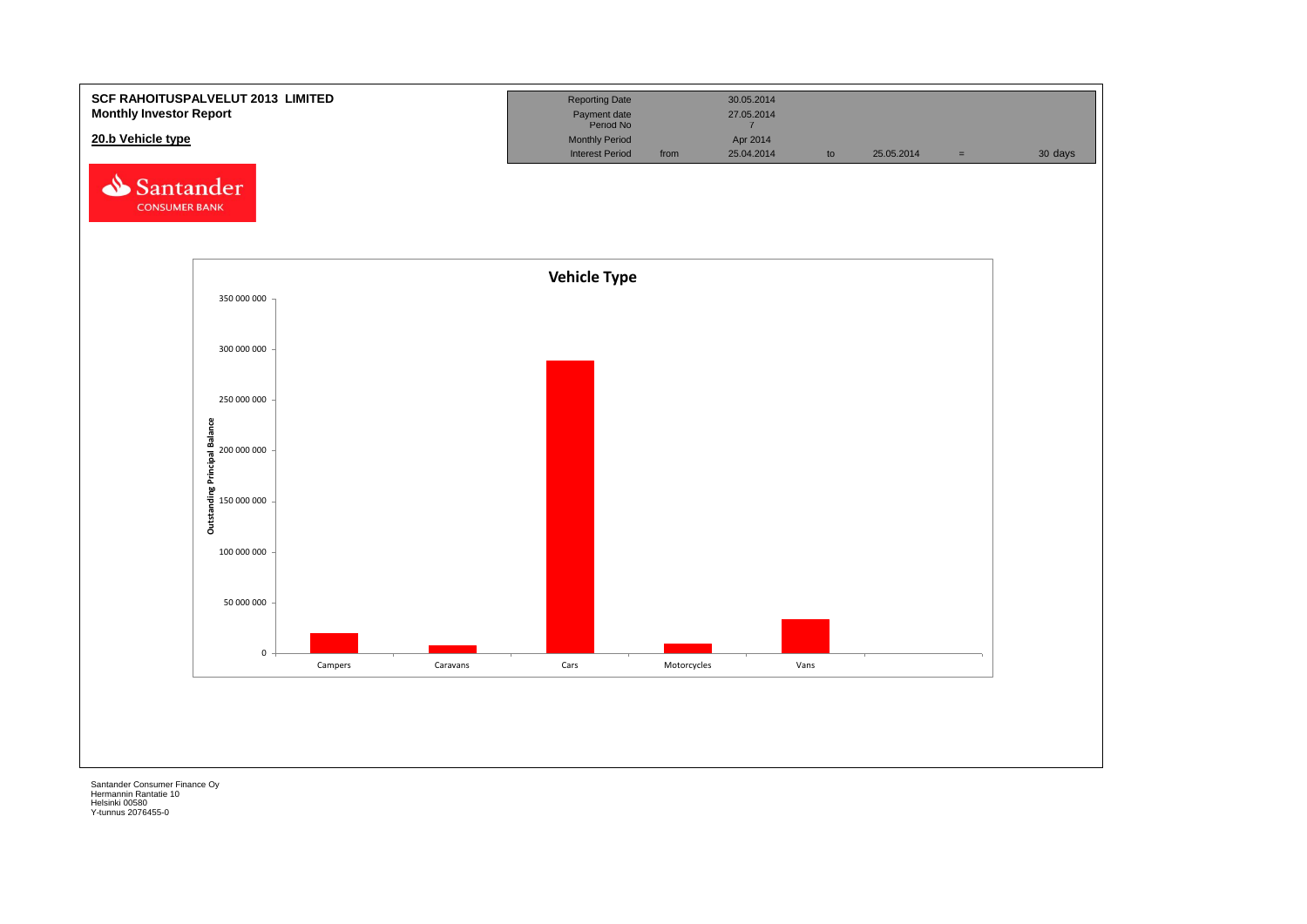**SCF RAHOITUSPALVELUT 2013 LIMITED**
**Monthly Investor Report**

**20.b Vehicle type**

| | | | | | | |
|---|---|---|---|---|---|---|
| Reporting Date | | 30.05.2014 | | | | |
| Payment date Period No | | 27.05.2014 7 | | | | |
| Monthly Period | | Apr 2014 | | | | |
| Interest Period | from | 25.04.2014 | to | 25.05.2014 | = | 30 days |

Santander CONSUMER BANK

**Vehicle Type**

Outstanding Principal Balance

350 000 000
300 000 000
250 000 000
200 000 000
150 000 000
100 000 000
50 000 000
0

Campers
Caravans
Cars
Motorcycles
Vans

Santander Consumer Finance Oy
Hermannin Rantatie 10
Helsinki 00580
Y-tunnus 2076455-0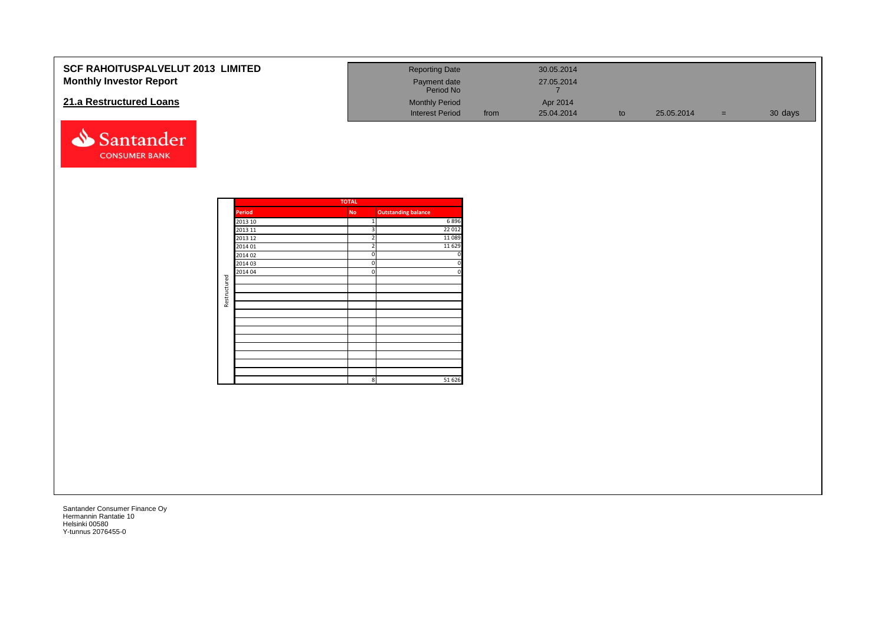# SCF RAHOITUSPALVELUT 2013 LIMITED
## Monthly Investor Report

### 21.a Restructured Loans

| | | | | | |
|---|---|---|---|---|---|
| Reporting Date | | 30.05.2014 | | | |
| Payment date | | 27.05.2014 | | | |
| Period No | | 7 | | | |
| Monthly Period | | Apr 2014 | | | |
| Interest Period | from | 25.04.2014 | to | 25.05.2014 | = 30 days |

Santander CONSUMER BANK

| | TOTAL | | |
|---|---|---|---|
| | Period | No | Outstanding balance |
| Restructured | 2013 10 | 1 | 6 896 |
| | 2013 11 | 3 | 22 012 |
| | 2013 12 | 2 | 11 089 |
| | 2014 01 | 2 | 11 629 |
| | 2014 02 | 0 | 0 |
| | 2014 03 | 0 | 0 |
| | 2014 04 | 0 | 0 |
| | | 8 | 51 626 |

Santander Consumer Finance Oy
Hermannin Rantatie 10
Helsinki 00580
Y-tunnus 2076455-0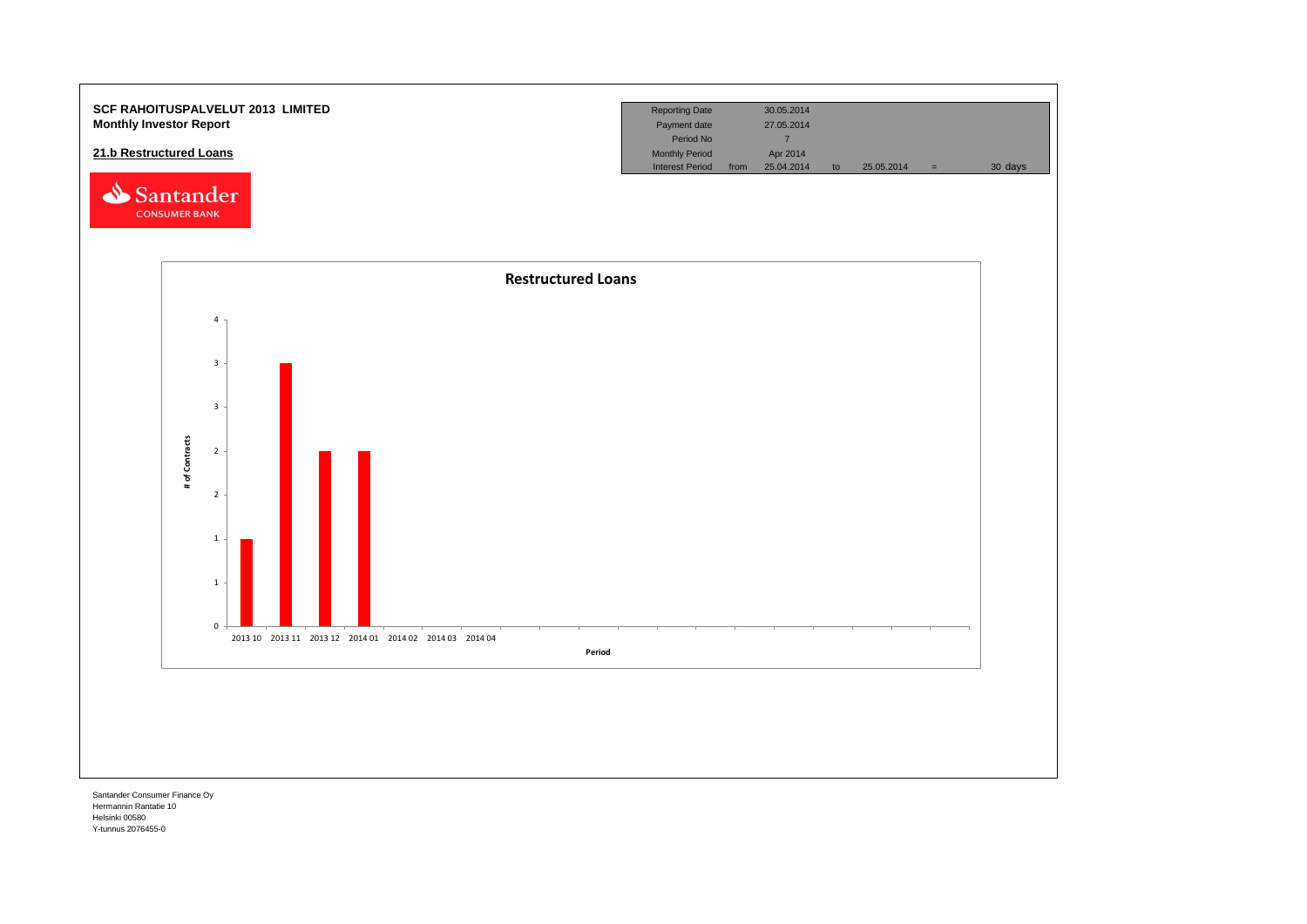**SCF RAHOITUSPALVELUT 2013 LIMITED**
**Monthly Investor Report**

## 21.b Restructured Loans

| Reporting Date | | 30.05.2014 | | | | |
|---|---|---|---|---|---|---|
| Payment date | | 27.05.2014 | | | | |
| Period No | | 7 | | | | |
| Monthly Period | | Apr 2014 | | | | |
| Interest Period | from | 25.04.2014 | to | 25.05.2014 | = | 30 days |

**Restructured Loans**

| Period | # of Contracts |
|---|---|
| 2013 10 | 1 |
| 2013 11 | 3 |
| 2013 12 | 2 |
| 2014 01 | 2 |
| 2014 02 | 0 |
| 2014 03 | 0 |
| 2014 04 | 0 |

Santander Consumer Finance Oy
Hermannin Rantatie 10
Helsinki 00580
Y-tunnus 2076455-0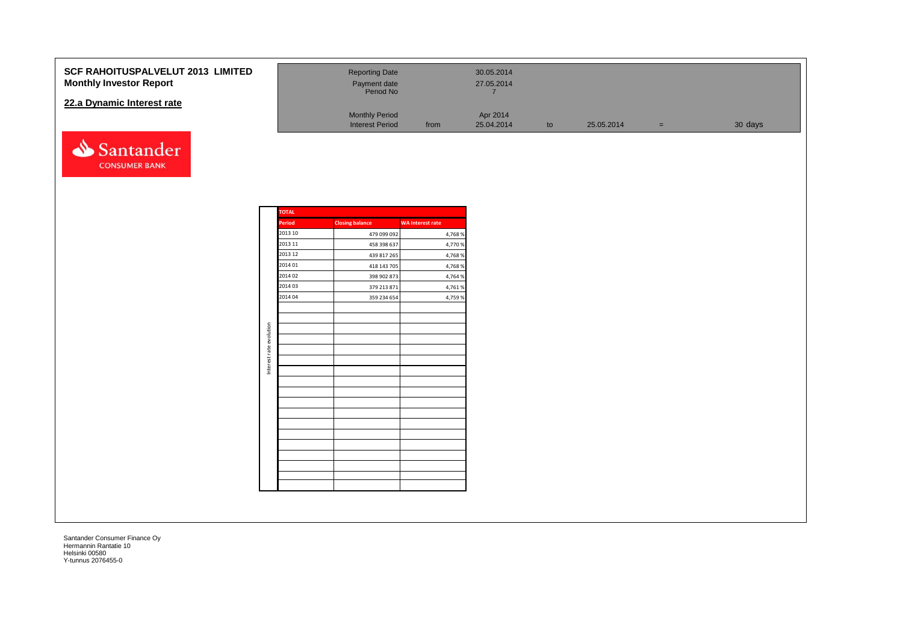**SCF RAHOITUSPALVELUT 2013 LIMITED**
**Monthly Investor Report**

## 22.a Dynamic Interest rate

| | | | | | | |
|---|---|---|---|---|---|---|
| Reporting Date | | 30.05.2014 | | | | |
| Payment date | | 27.05.2014 | | | | |
| Period No | | 7 | | | | |
| Monthly Period | | Apr 2014 | | | | |
| Interest Period | from | 25.04.2014 | to | 25.05.2014 | = | 30 days |

Santander CONSUMER BANK

Interest rate evolution

| TOTAL | | |
|---|---|---|
| Period | Closing balance | WA Interest rate |
| 2013 10 | 479 099 092 | 4,768 % |
| 2013 11 | 458 398 637 | 4,770 % |
| 2013 12 | 439 817 265 | 4,768 % |
| 2014 01 | 418 143 705 | 4,768 % |
| 2014 02 | 398 902 873 | 4,764 % |
| 2014 03 | 379 213 871 | 4,761 % |
| 2014 04 | 359 234 654 | 4,759 % |

Santander Consumer Finance Oy
Hermannin Rantatie 10
Helsinki 00580
Y-tunnus 2076455-0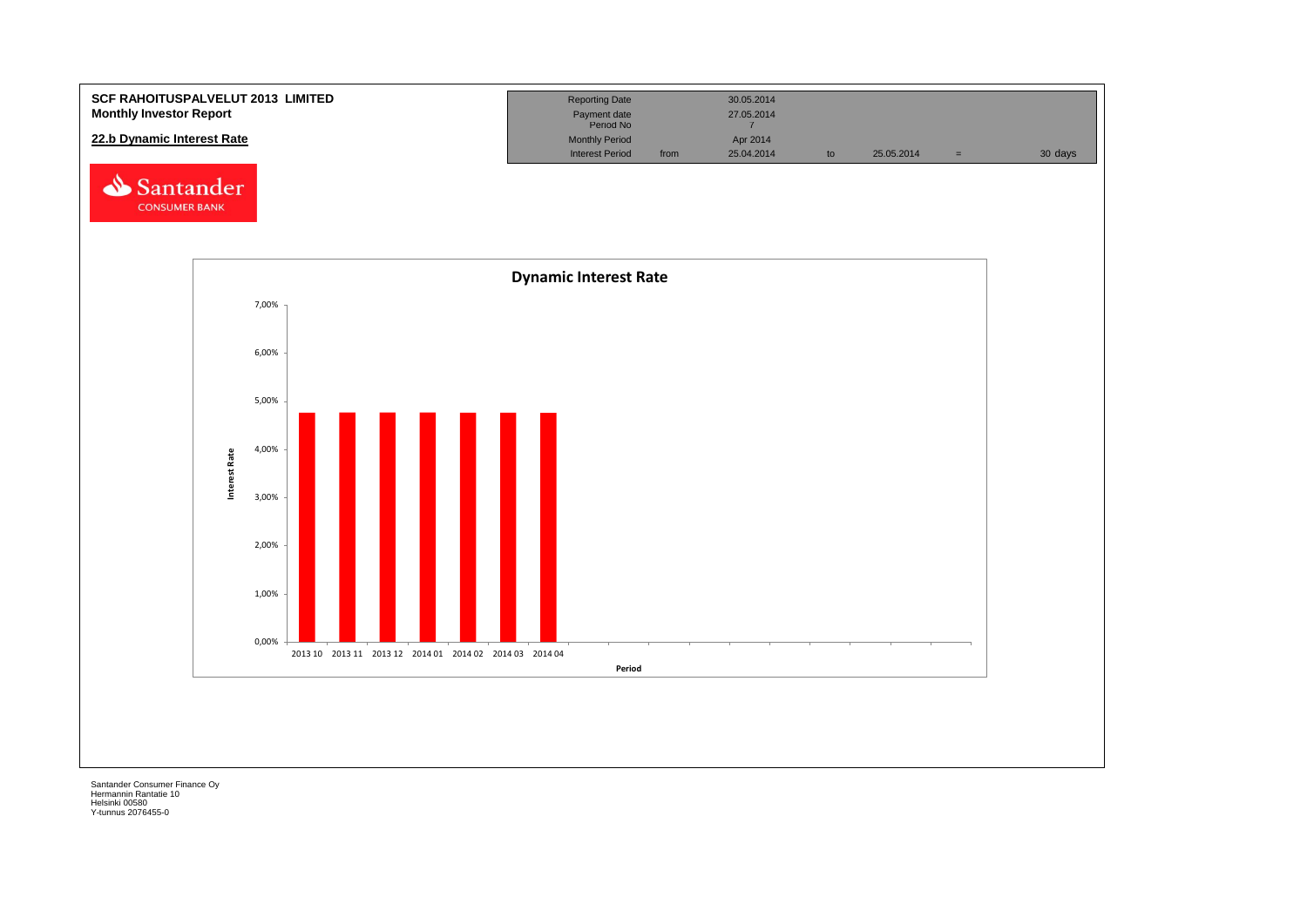**SCF RAHOITUSPALVELUT 2013 LIMITED**
**Monthly Investor Report**

**22.b Dynamic Interest Rate**

| Reporting Date | | 30.05.2014 | | | | |
|---|---|---|---|---|---|---|
| Payment date | | 27.05.2014 | | | | |
| Period No | | 7 | | | | |
| Monthly Period | | Apr 2014 | | | | |
| Interest Period | from | 25.04.2014 | to | 25.05.2014 | = | 30 days |

**Dynamic Interest Rate**

Interest Rate

7,00%
6,00%
5,00%
4,00%
3,00%
2,00%
1,00%
0,00%

2013 10 | 2013 11 | 2013 12 | 2014 01 | 2014 02 | 2014 03 | 2014 04

Period

Santander Consumer Finance Oy
Hermannin Rantatie 10
Helsinki 00580
Y-tunnus 2076455-0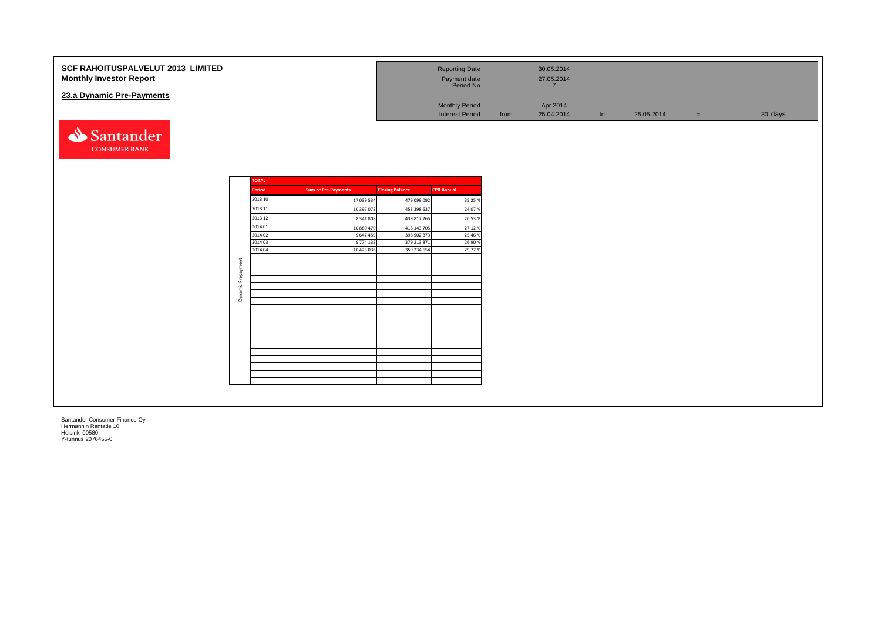**SCF RAHOITUSPALVELUT 2013 LIMITED**
**Monthly Investor Report**

## 23.a Dynamic Pre-Payments

| | | | | | | |
|---|---|---|---|---|---|---|
| Reporting Date | | 30.05.2014 | | | | |
| Payment date | | 27.05.2014 | | | | |
| Period No | | 7 | | | | |
| Monthly Period | | Apr 2014 | | | | |
| Interest Period | from | 25.04.2014 | to | 25.05.2014 | = | 30 days |

Santander CONSUMER BANK

**TOTAL** — Dynamic Prepayment

| Period | Sum of Pre-Payments | Closing Balance | CPR Annual |
|---|---|---|---|
| 2013 10 | 17 039 534 | 479 099 092 | 35,25 % |
| 2013 11 | 10 397 072 | 458 398 637 | 24,07 % |
| 2013 12 | 8 341 808 | 439 817 265 | 20,53 % |
| 2014 01 | 10 880 470 | 418 143 705 | 27,12 % |
| 2014 02 | 9 647 459 | 398 902 873 | 25,46 % |
| 2014 03 | 9 774 133 | 379 213 871 | 26,90 % |
| 2014 04 | 10 423 036 | 359 234 654 | 29,77 % |

Santander Consumer Finance Oy
Hermannin Rantatie 10
Helsinki 00580
Y-tunnus 2076455-0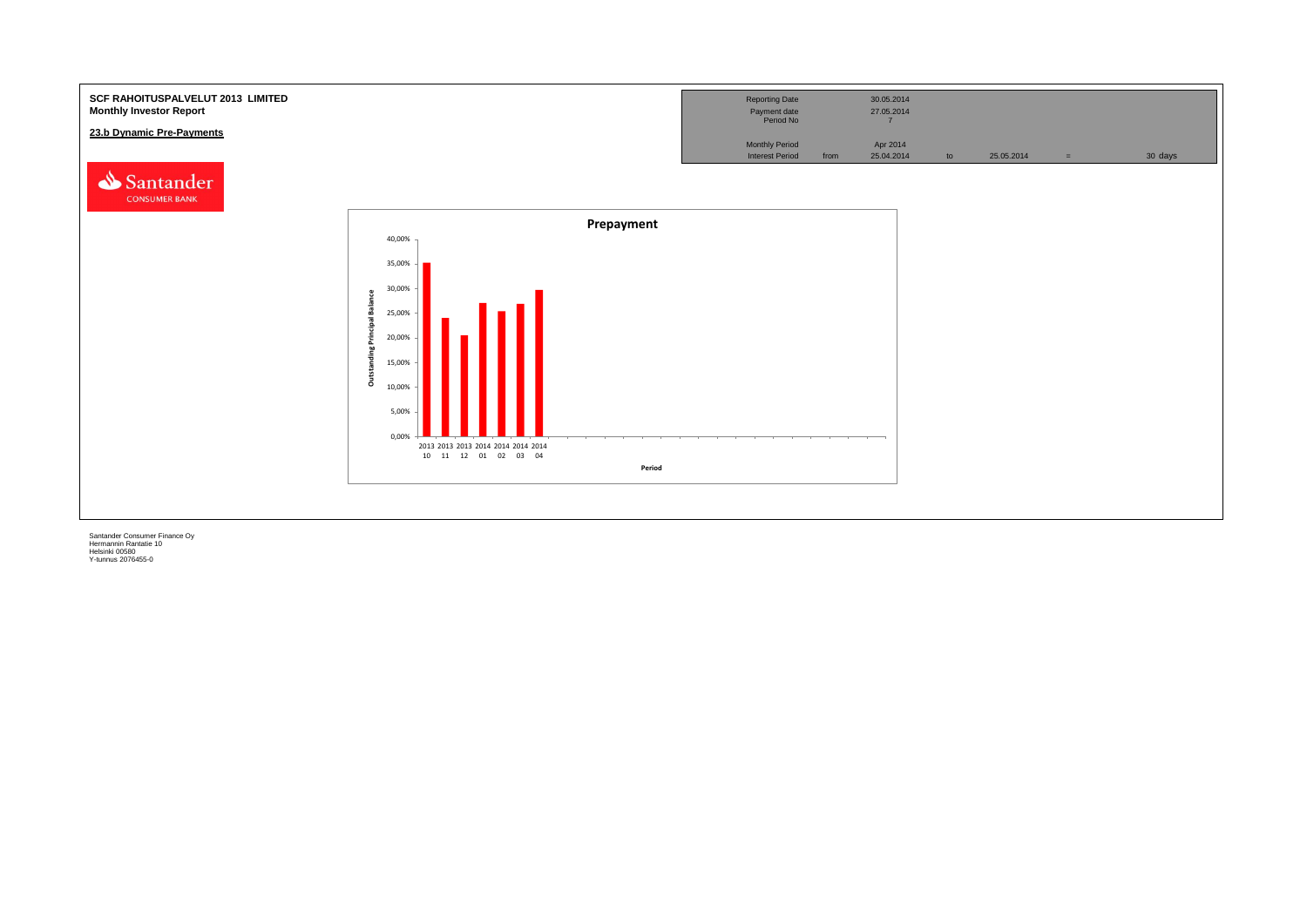**SCF RAHOITUSPALVELUT 2013 LIMITED**
**Monthly Investor Report**

**23.b Dynamic Pre-Payments**

| Reporting Date | | 30.05.2014 | | | | |
|---|---|---|---|---|---|---|
| Payment date | | 27.05.2014 | | | | |
| Period No | | 7 | | | | |
| Monthly Period | | Apr 2014 | | | | |
| Interest Period | from | 25.04.2014 | to | 25.05.2014 | = | 30 days |

**Prepayment**

Outstanding Principal Balance

| Period | Outstanding Principal Balance |
|---|---|
| 2013 10 | 35,2% |
| 2013 11 | 24,0% |
| 2013 12 | 20,5% |
| 2014 01 | 27,1% |
| 2014 02 | 25,4% |
| 2014 03 | 26,9% |
| 2014 04 | 29,8% |

Period

Santander Consumer Finance Oy
Hermannin Rantatie 10
Helsinki 00580
Y-tunnus 2076455-0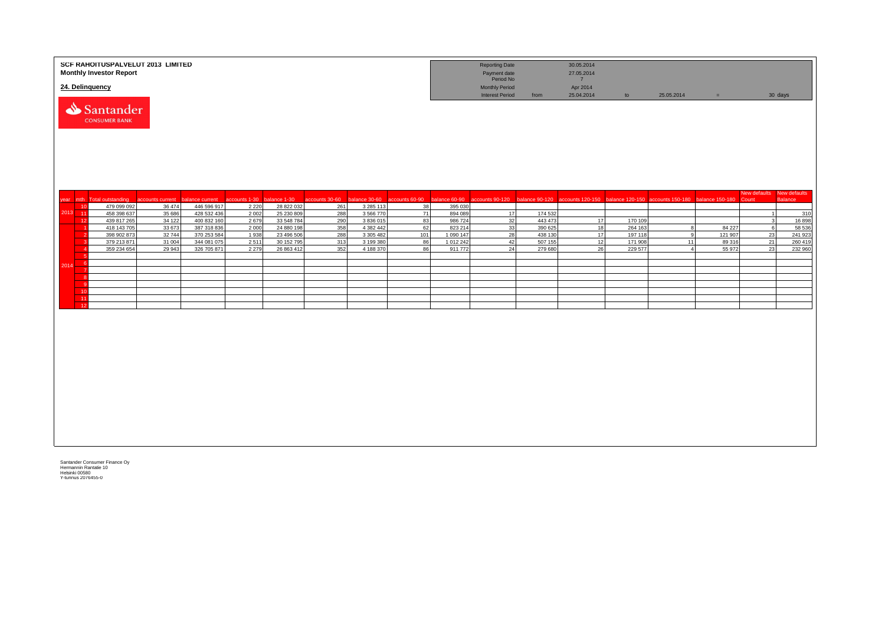**SCF RAHOITUSPALVELUT 2013 LIMITED**
**Monthly Investor Report**

**24. Delinquency**

| | | | | |
|---|---|---|---|---|
| Reporting Date | | 30.05.2014 | | |
| Payment date | | 27.05.2014 | | |
| Period No | | 7 | | |
| Monthly Period | | Apr 2014 | | |
| Interest Period | from | 25.04.2014 | to | 25.05.2014 = 30 days |

| year | mth | Total outstanding | accounts current | balance current | accounts 1-30 | balance 1-30 | accounts 30-60 | balance 30-60 | accounts 60-90 | balance 60-90 | accounts 90-120 | balance 90-120 | accounts 120-150 | balance 120-150 | accounts 150-180 | balance 150-180 | New defaults Count | New defaults Balance |
|---|---|---|---|---|---|---|---|---|---|---|---|---|---|---|---|---|---|---|
| 2013 | 10 | 479 099 092 | 36 474 | 446 596 917 | 2 220 | 28 822 032 | 261 | 3 285 113 | 38 | 395 030 | | | | | | | | |
| | 11 | 458 398 637 | 35 686 | 428 532 436 | 2 002 | 25 230 809 | 288 | 3 566 770 | 71 | 894 089 | 17 | 174 532 | | | | | 1 | 310 |
| | 12 | 439 817 265 | 34 122 | 400 832 160 | 2 679 | 33 548 784 | 290 | 3 836 015 | 83 | 986 724 | 32 | 443 473 | 17 | 170 109 | | | 3 | 16 898 |
| 2014 | 1 | 418 143 705 | 33 673 | 387 318 836 | 2 000 | 24 880 198 | 358 | 4 382 442 | 62 | 823 214 | 33 | 390 625 | 18 | 264 163 | 8 | 84 227 | 6 | 58 536 |
| | 2 | 398 902 873 | 32 744 | 370 253 584 | 1 938 | 23 496 506 | 288 | 3 305 482 | 101 | 1 090 147 | 28 | 438 130 | 17 | 197 118 | 9 | 121 907 | 23 | 241 923 |
| | 3 | 379 213 871 | 31 004 | 344 081 075 | 2 511 | 30 152 795 | 313 | 3 199 380 | 86 | 1 012 242 | 42 | 507 155 | 12 | 171 908 | 11 | 89 316 | 21 | 260 419 |
| | 4 | 359 234 654 | 29 943 | 326 705 871 | 2 279 | 26 863 412 | 352 | 4 188 370 | 86 | 911 772 | 24 | 279 680 | 26 | 229 577 | 4 | 55 972 | 23 | 232 960 |
| | 5 | | | | | | | | | | | | | | | | | |
| | 6 | | | | | | | | | | | | | | | | | |
| | 7 | | | | | | | | | | | | | | | | | |
| | 8 | | | | | | | | | | | | | | | | | |
| | 9 | | | | | | | | | | | | | | | | | |
| | 10 | | | | | | | | | | | | | | | | | |
| | 11 | | | | | | | | | | | | | | | | | |
| | 12 | | | | | | | | | | | | | | | | | |

Santander Consumer Finance Oy
Hermannin Rantatie 10
Helsinki 00580
Y-tunnus 2076455-0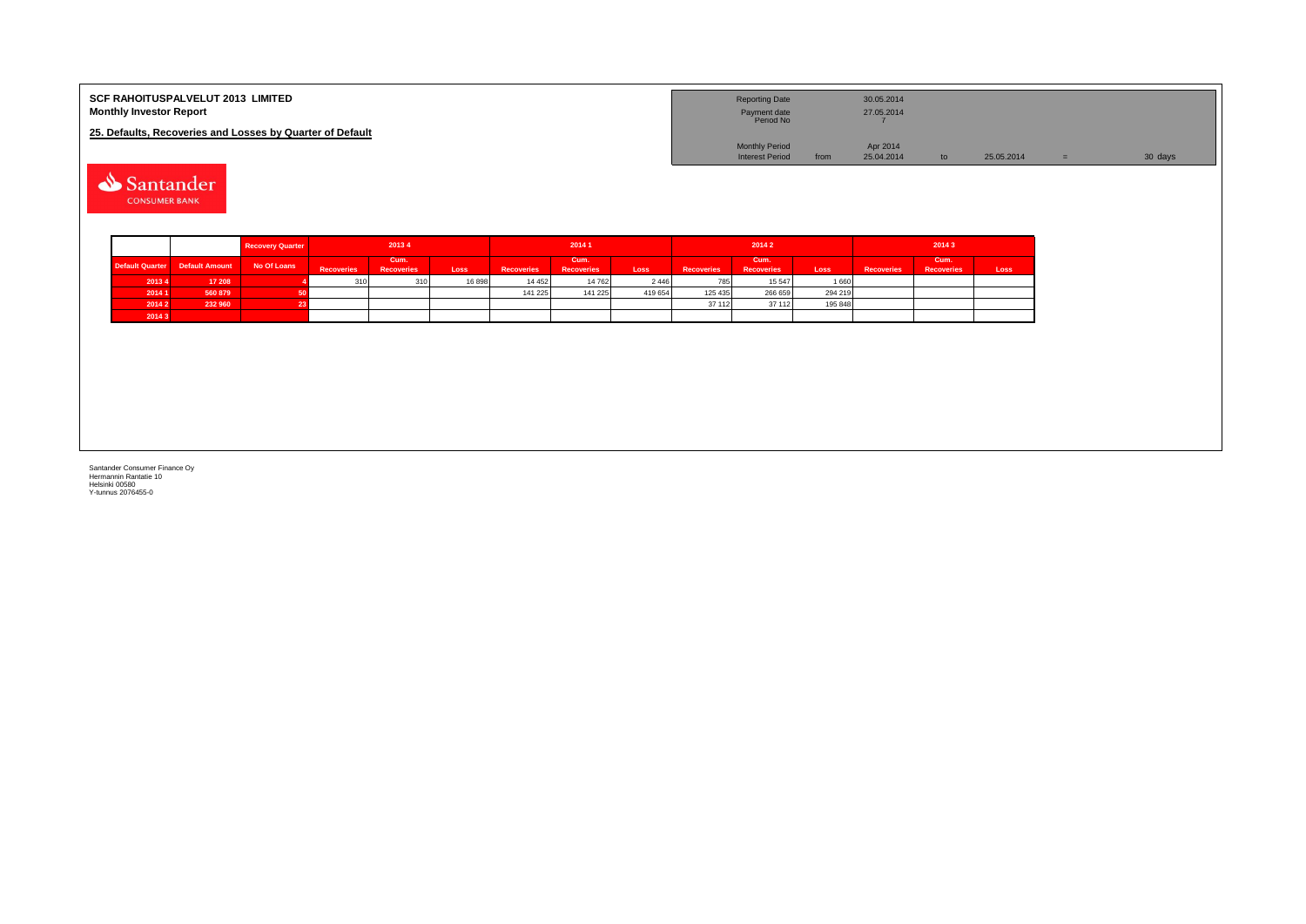**SCF RAHOITUSPALVELUT 2013 LIMITED**
**Monthly Investor Report**

**25. Defaults, Recoveries and Losses by Quarter of Default**

| | | | | | |
|---|---|---|---|---|---|
| Reporting Date | | 30.05.2014 | | | |
| Payment date | | 27.05.2014 | | | |
| Period No | | 7 | | | |
| Monthly Period | | Apr 2014 | | | |
| Interest Period | from | 25.04.2014 | to | 25.05.2014 | = 30 days |

Santander CONSUMER BANK

| | | Recovery Quarter | 2013 4 | | | 2014 1 | | | 2014 2 | | | 2014 3 | | |
|---|---|---|---|---|---|---|---|---|---|---|---|---|---|---|
| Default Quarter | Default Amount | No Of Loans | Recoveries | Cum. Recoveries | Loss | Recoveries | Cum. Recoveries | Loss | Recoveries | Cum. Recoveries | Loss | Recoveries | Cum. Recoveries | Loss |
| 2013 4 | 17 208 | 4 | 310 | 310 | 16 898 | 14 452 | 14 762 | 2 446 | 785 | 15 547 | 1 660 | | | |
| 2014 1 | 560 879 | 50 | | | | 141 225 | 141 225 | 419 654 | 125 435 | 266 659 | 294 219 | | | |
| 2014 2 | 232 960 | 23 | | | | | | | 37 112 | 37 112 | 195 848 | | | |
| 2014 3 | | | | | | | | | | | | | | |

Santander Consumer Finance Oy
Hermannin Rantatie 10
Helsinki 00580
Y-tunnus 2076455-0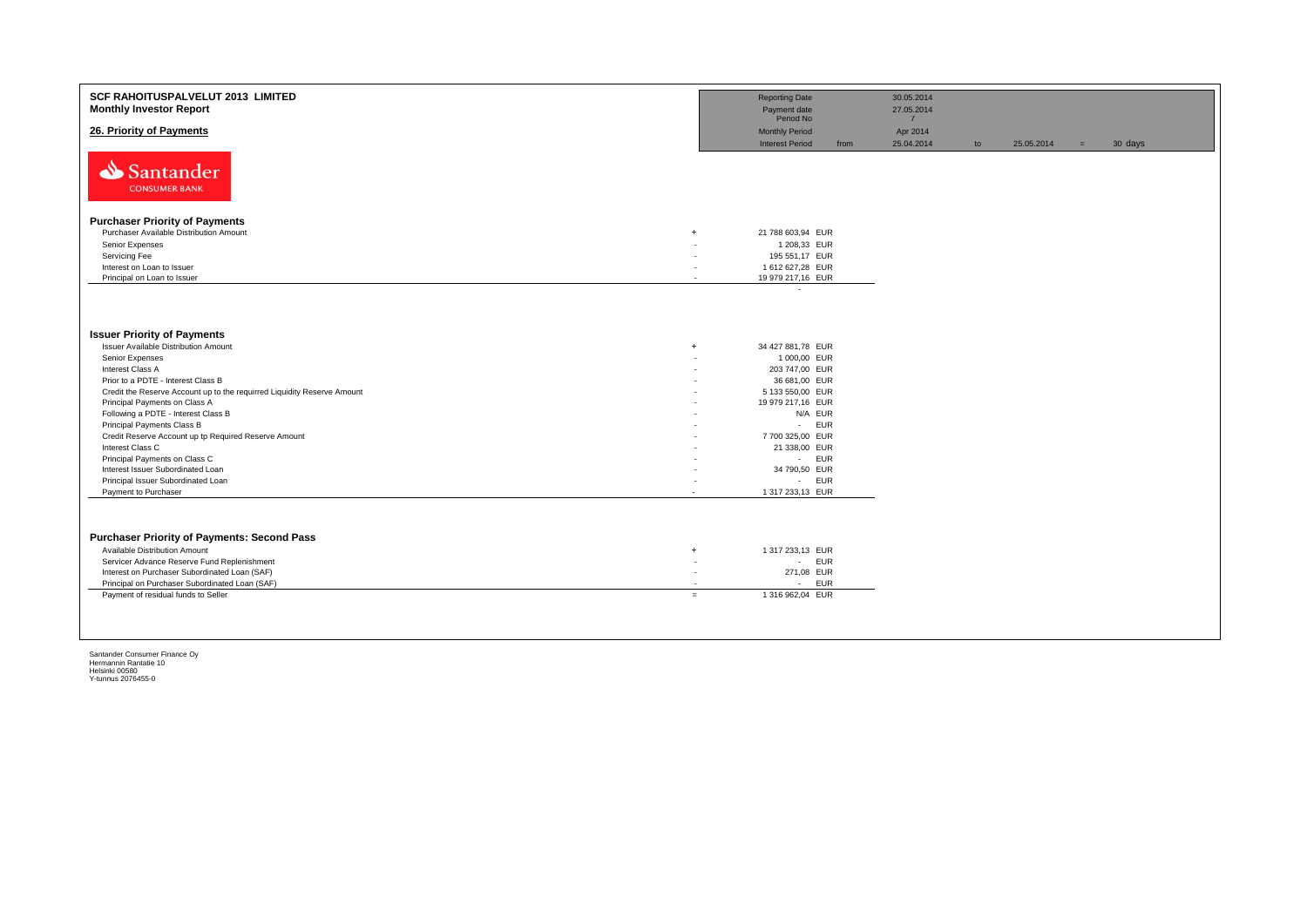**SCF RAHOITUSPALVELUT 2013 LIMITED**
**Monthly Investor Report**

## 26. Priority of Payments

| | | | | | | | |
|---|---|---|---|---|---|---|---|
| Reporting Date | | 30.05.2014 | | | | | |
| Payment date | | 27.05.2014 | | | | | |
| Period No | | 7 | | | | | |
| Monthly Period | | Apr 2014 | | | | | |
| Interest Period | from | 25.04.2014 | to | 25.05.2014 | = | 30 days | |

Santander CONSUMER BANK

### Purchaser Priority of Payments

| | | | |
|---|---|---|---|
| Purchaser Available Distribution Amount | + | 21 788 603,94 | EUR |
| Senior Expenses | - | 1 208,33 | EUR |
| Servicing Fee | - | 195 551,17 | EUR |
| Interest on Loan to Issuer | - | 1 612 627,28 | EUR |
| Principal on Loan to Issuer | - | 19 979 217,16 | EUR |
| | | - | |

### Issuer Priority of Payments

| | | | |
|---|---|---|---|
| Issuer Available Distribution Amount | + | 34 427 881,78 | EUR |
| Senior Expenses | - | 1 000,00 | EUR |
| Interest Class A | - | 203 747,00 | EUR |
| Prior to a PDTE - Interest Class B | - | 36 681,00 | EUR |
| Credit the Reserve Account up to the requirred Liquidity Reserve Amount | - | 5 133 550,00 | EUR |
| Principal Payments on Class A | - | 19 979 217,16 | EUR |
| Following a PDTE - Interest Class B | - | N/A | EUR |
| Principal Payments Class B | - | - | EUR |
| Credit Reserve Account up tp Required Reserve Amount | - | 7 700 325,00 | EUR |
| Interest Class C | - | 21 338,00 | EUR |
| Principal Payments on Class C | - | - | EUR |
| Interest Issuer Subordinated Loan | - | 34 790,50 | EUR |
| Principal Issuer Subordinated Loan | - | - | EUR |
| Payment to Purchaser | - | 1 317 233,13 | EUR |

### Purchaser Priority of Payments: Second Pass

| | | | |
|---|---|---|---|
| Available Distribution Amount | + | 1 317 233,13 | EUR |
| Servicer Advance Reserve Fund Replenishment | - | - | EUR |
| Interest on Purchaser Subordinated Loan (SAF) | - | 271,08 | EUR |
| Principal on Purchaser Subordinated Loan (SAF) | - | - | EUR |
| Payment of residual funds to Seller | = | 1 316 962,04 | EUR |

Santander Consumer Finance Oy
Hermannin Rantatie 10
Helsinki 00580
Y-tunnus 2076455-0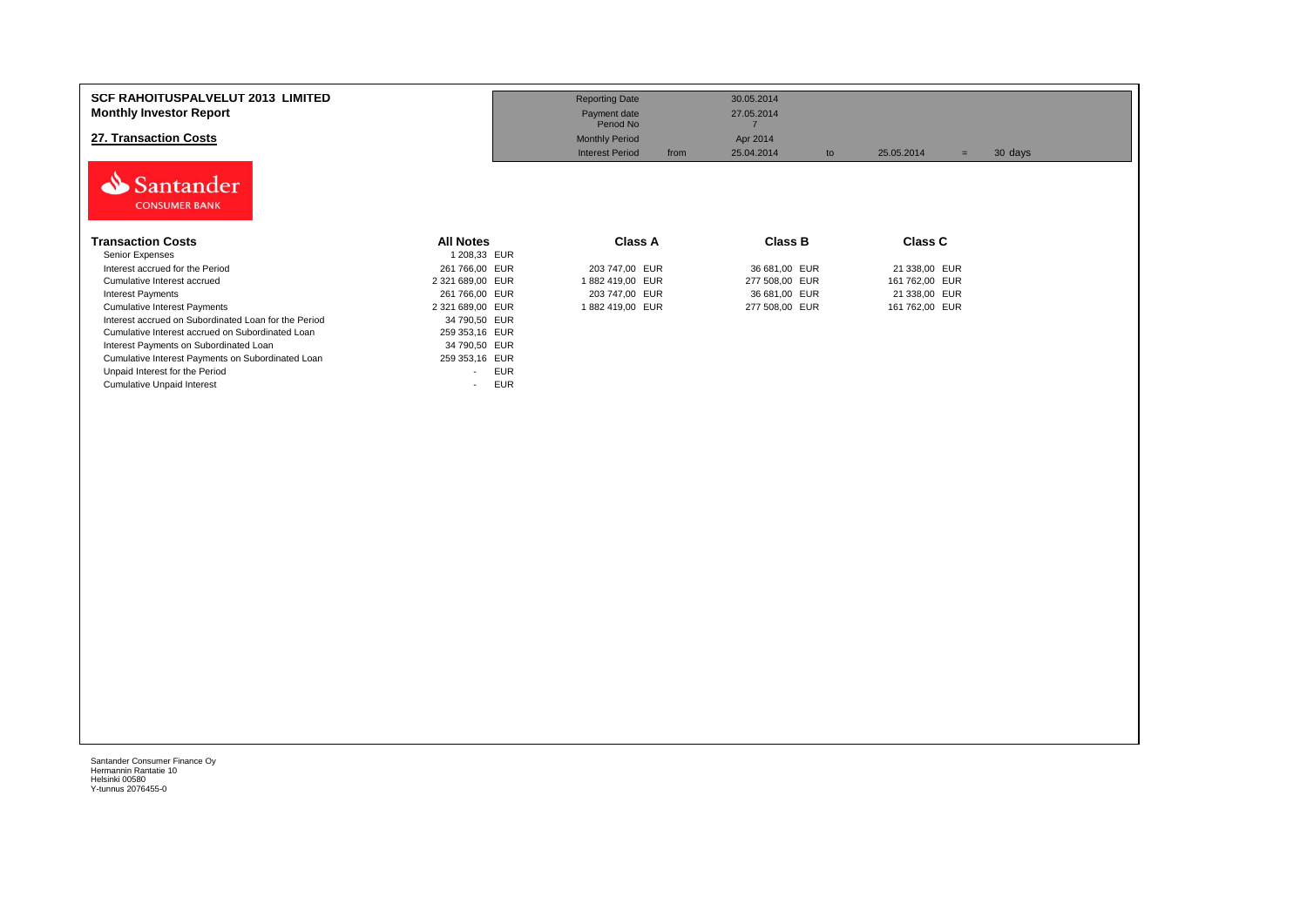**SCF RAHOITUSPALVELUT 2013 LIMITED**
**Monthly Investor Report**

## 27. Transaction Costs

| | | | | | | |
|---|---|---|---|---|---|---|
| Reporting Date | | 30.05.2014 | | | | |
| Payment date | | 27.05.2014 | | | | |
| Period No | | 7 | | | | |
| Monthly Period | | Apr 2014 | | | | |
| Interest Period | from | 25.04.2014 | to | 25.05.2014 | = | 30 days |

Santander CONSUMER BANK

| Transaction Costs | All Notes | | Class A | | Class B | | Class C | |
|---|---|---|---|---|---|---|---|---|
| Senior Expenses | 1 208,33 | EUR | | | | | | |
| Interest accrued for the Period | 261 766,00 | EUR | 203 747,00 | EUR | 36 681,00 | EUR | 21 338,00 | EUR |
| Cumulative Interest accrued | 2 321 689,00 | EUR | 1 882 419,00 | EUR | 277 508,00 | EUR | 161 762,00 | EUR |
| Interest Payments | 261 766,00 | EUR | 203 747,00 | EUR | 36 681,00 | EUR | 21 338,00 | EUR |
| Cumulative Interest Payments | 2 321 689,00 | EUR | 1 882 419,00 | EUR | 277 508,00 | EUR | 161 762,00 | EUR |
| Interest accrued on Subordinated Loan for the Period | 34 790,50 | EUR | | | | | | |
| Cumulative Interest accrued on Subordinated Loan | 259 353,16 | EUR | | | | | | |
| Interest Payments on Subordinated Loan | 34 790,50 | EUR | | | | | | |
| Cumulative Interest Payments on Subordinated Loan | 259 353,16 | EUR | | | | | | |
| Unpaid Interest for the Period | - | EUR | | | | | | |
| Cumulative Unpaid Interest | - | EUR | | | | | | |

Santander Consumer Finance Oy
Hermannin Rantatie 10
Helsinki 00580
Y-tunnus 2076455-0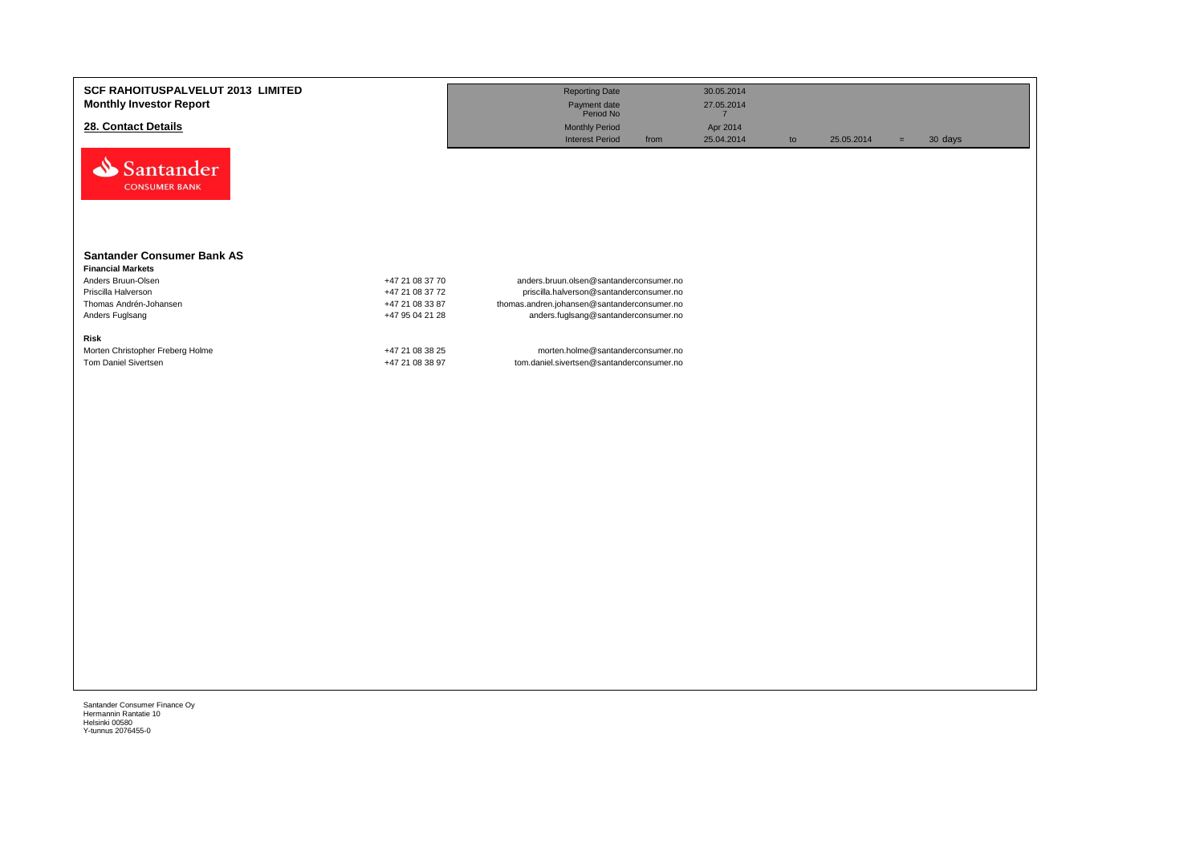**SCF RAHOITUSPALVELUT 2013 LIMITED**
**Monthly Investor Report**

| | | | | | | |
|---|---|---|---|---|---|---|
| Reporting Date | | 30.05.2014 | | | | |
| Payment date | | 27.05.2014 | | | | |
| Period No | | 7 | | | | |
| Monthly Period | | Apr 2014 | | | | |
| Interest Period | from | 25.04.2014 | to | 25.05.2014 | = | 30 days |

## 28. Contact Details

Santander CONSUMER BANK

### Santander Consumer Bank AS

**Financial Markets**

| | | |
|---|---|---|
| Anders Bruun-Olsen | +47 21 08 37 70 | anders.bruun.olsen@santanderconsumer.no |
| Priscilla Halverson | +47 21 08 37 72 | priscilla.halverson@santanderconsumer.no |
| Thomas Andrén-Johansen | +47 21 08 33 87 | thomas.andren.johansen@santanderconsumer.no |
| Anders Fuglsang | +47 95 04 21 28 | anders.fuglsang@santanderconsumer.no |

**Risk**

| | | |
|---|---|---|
| Morten Christopher Freberg Holme | +47 21 08 38 25 | morten.holme@santanderconsumer.no |
| Tom Daniel Sivertsen | +47 21 08 38 97 | tom.daniel.sivertsen@santanderconsumer.no |

Santander Consumer Finance Oy
Hermannin Rantatie 10
Helsinki 00580
Y-tunnus 2076455-0